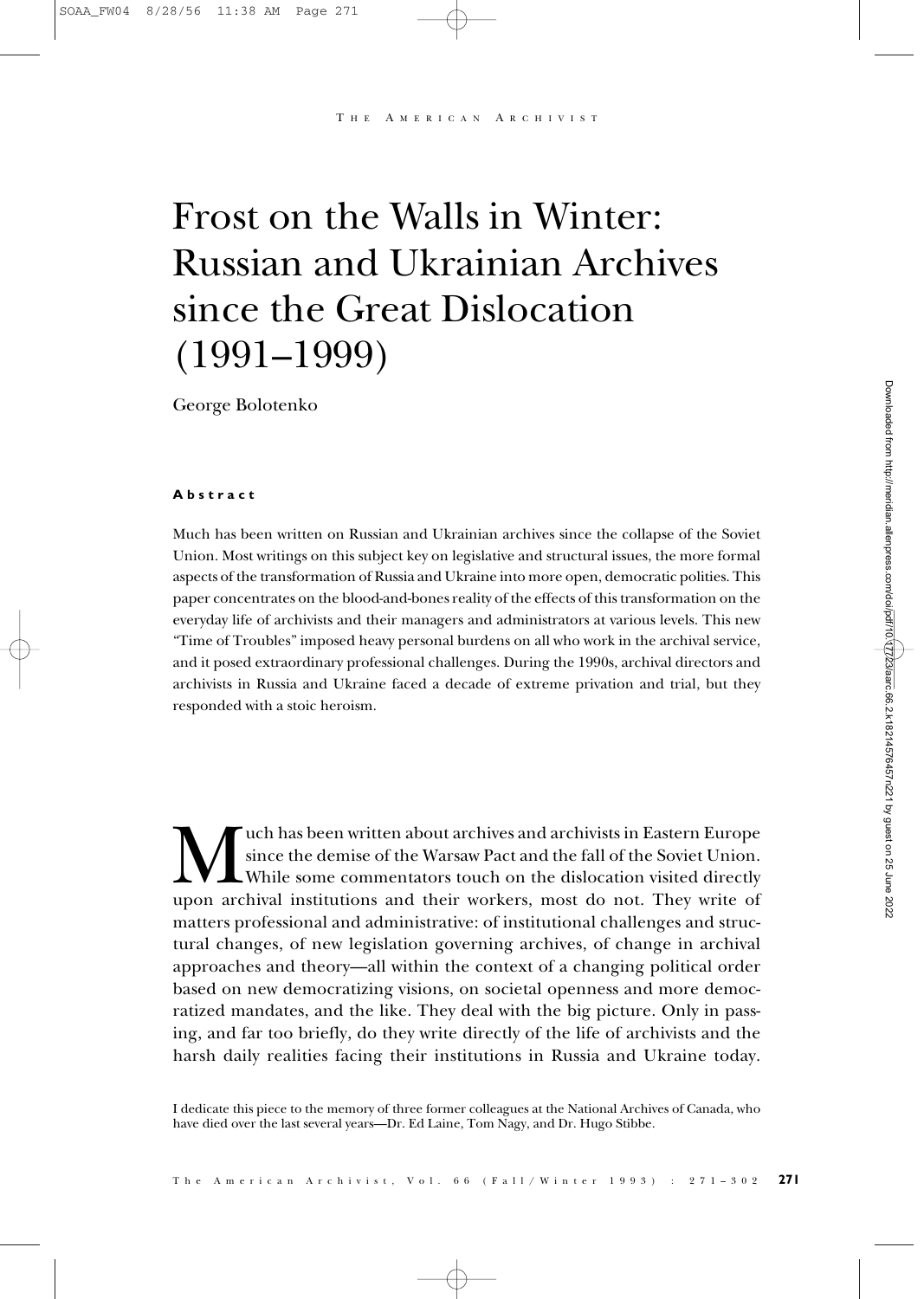# Frost on the Walls in Winter: Russian and Ukrainian Archives since the Great Dislocation (1991–1999)

George Bolotenko

**Abstract**

Much has been written on Russian and Ukrainian archives since the collapse of the Soviet Union. Most writings on this subject key on legislative and structural issues, the more formal aspects of the transformation of Russia and Ukraine into more open, democratic polities. This paper concentrates on the blood-and-bones reality of the effects of this transformation on the everyday life of archivists and their managers and administrators at various levels. This new "Time of Troubles" imposed heavy personal burdens on all who work in the archival service, and it posed extraordinary professional challenges. During the 1990s, archival directors and archivists in Russia and Ukraine faced a decade of extreme privation and trial, but they responded with a stoic heroism.

Much has been written about archives and archivists in Eastern Europe since the demise of the Warsaw Pact and the fall of the Soviet Union. While some commentators touch on the dislocation visited directly upon archival institutions and their workers, most do not. They write of matters professional and administrative: of institutional challenges and structural changes, of new legislation governing archives, of change in archival approaches and theory—all within the context of a changing political order based on new democratizing visions, on societal openness and more democratized mandates, and the like. They deal with the big picture. Only in passing, and far too briefly, do they write directly of the life of archivists and the harsh daily realities facing their institutions in Russia and Ukraine today.

I dedicate this piece to the memory of three former colleagues at the National Archives of Canada, who have died over the last several years—Dr. Ed Laine, Tom Nagy, and Dr. Hugo Stibbe.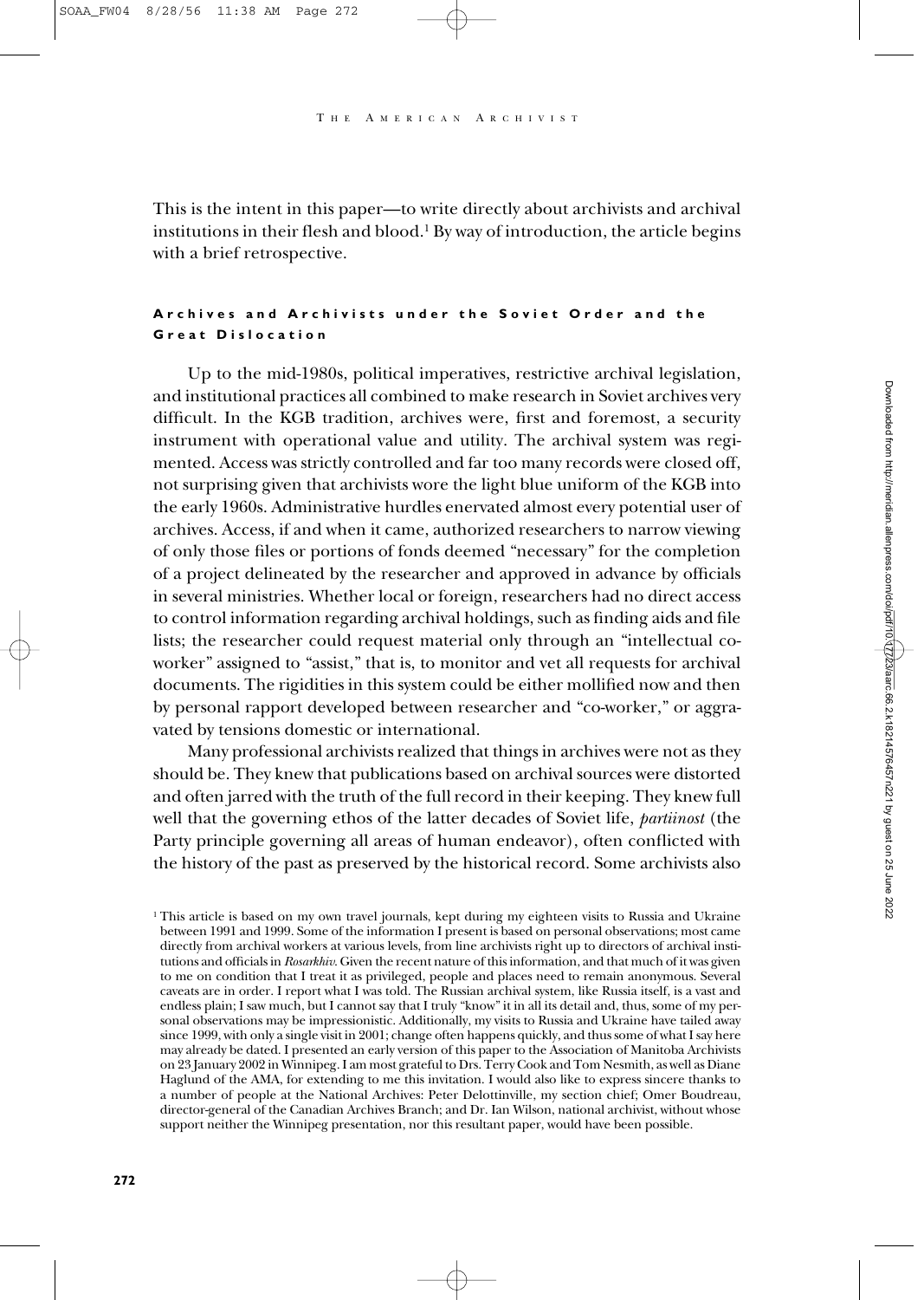This is the intent in this paper—to write directly about archivists and archival institutions in their flesh and blood.[1] By way of introduction, the article begins with a brief retrospective.

## Archives and Archivists under the Soviet Order and the Great Dislocation

Up to the mid-1980s, political imperatives, restrictive archival legislation, and institutional practices all combined to make research in Soviet archives very difficult. In the KGB tradition, archives were, first and foremost, a security instrument with operational value and utility. The archival system was regimented. Access was strictly controlled and far too many records were closed off, not surprising given that archivists wore the light blue uniform of the KGB into the early 1960s. Administrative hurdles enervated almost every potential user of archives. Access, if and when it came, authorized researchers to narrow viewing of only those files or portions of fonds deemed "necessary" for the completion of a project delineated by the researcher and approved in advance by officials in several ministries. Whether local or foreign, researchers had no direct access to control information regarding archival holdings, such as finding aids and file lists; the researcher could request material only through an "intellectual coworker" assigned to "assist," that is, to monitor and vet all requests for archival documents. The rigidities in this system could be either mollified now and then by personal rapport developed between researcher and "co-worker," or aggravated by tensions domestic or international.

Many professional archivists realized that things in archives were not as they should be. They knew that publications based on archival sources were distorted and often jarred with the truth of the full record in their keeping. They knew full well that the governing ethos of the latter decades of Soviet life, *partiinost* (the Party principle governing all areas of human endeavor), often conflicted with the history of the past as preserved by the historical record. Some archivists also

[1] This article is based on my own travel journals, kept during my eighteen visits to Russia and Ukraine between 1991 and 1999. Some of the information I present is based on personal observations; most came directly from archival workers at various levels, from line archivists right up to directors of archival institutions and officials in *Rosarkhiv*. Given the recent nature of this information, and that much of it was given to me on condition that I treat it as privileged, people and places need to remain anonymous. Several caveats are in order. I report what I was told. The Russian archival system, like Russia itself, is a vast and endless plain; I saw much, but I cannot say that I truly "know" it in all its detail and, thus, some of my personal observations may be impressionistic. Additionally, my visits to Russia and Ukraine have tailed away since 1999, with only a single visit in 2001; change often happens quickly, and thus some of what I say here may already be dated. I presented an early version of this paper to the Association of Manitoba Archivists on 23 January 2002 in Winnipeg. I am most grateful to Drs. Terry Cook and Tom Nesmith, as well as Diane Haglund of the AMA, for extending to me this invitation. I would also like to express sincere thanks to a number of people at the National Archives: Peter Delottinville, my section chief; Omer Boudreau, director-general of the Canadian Archives Branch; and Dr. Ian Wilson, national archivist, without whose support neither the Winnipeg presentation, nor this resultant paper, would have been possible.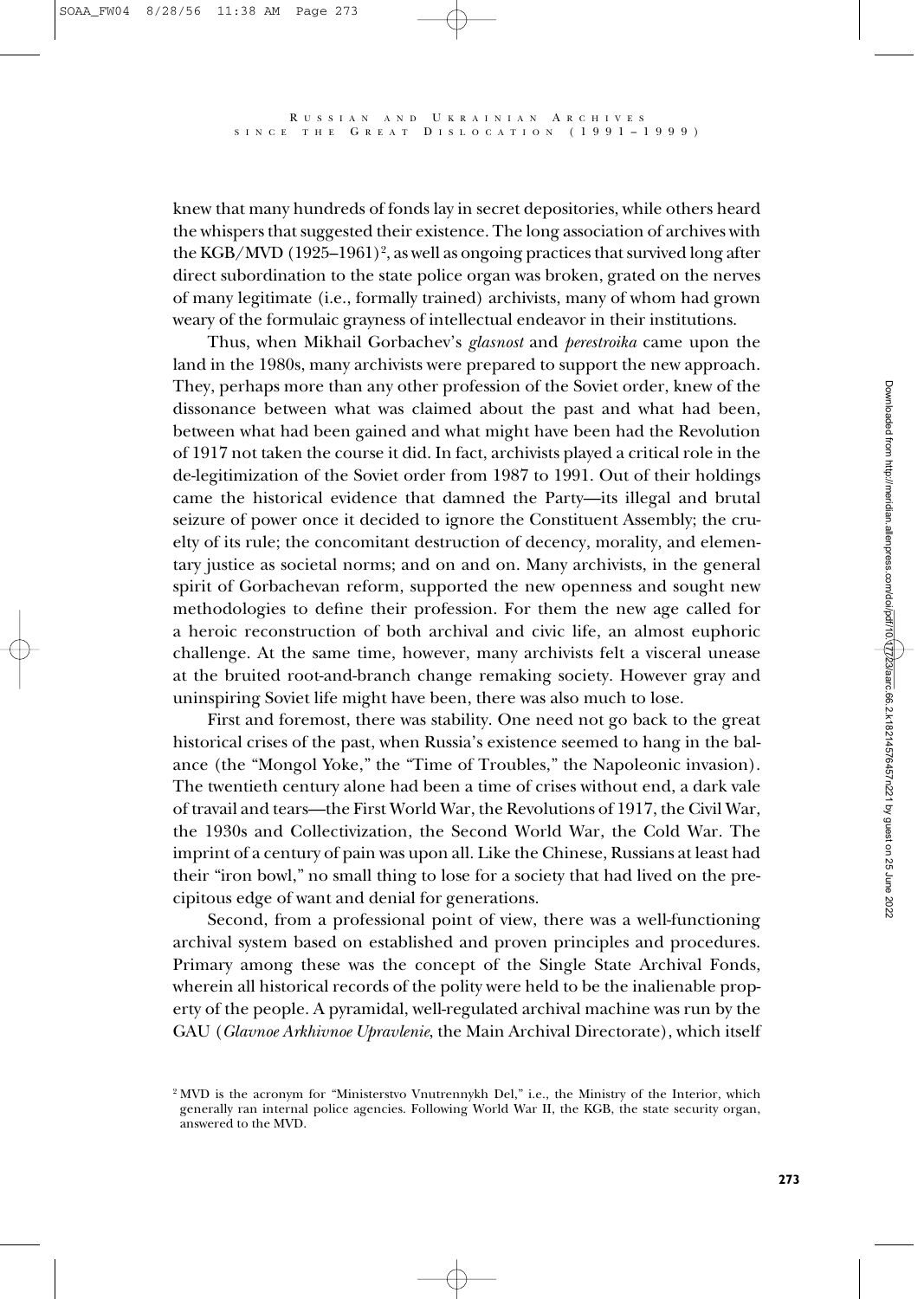knew that many hundreds of fonds lay in secret depositories, while others heard the whispers that suggested their existence. The long association of archives with the KGB/MVD (1925–1961)[2], as well as ongoing practices that survived long after direct subordination to the state police organ was broken, grated on the nerves of many legitimate (i.e., formally trained) archivists, many of whom had grown weary of the formulaic grayness of intellectual endeavor in their institutions.

Thus, when Mikhail Gorbachev's *glasnost* and *perestroika* came upon the land in the 1980s, many archivists were prepared to support the new approach. They, perhaps more than any other profession of the Soviet order, knew of the dissonance between what was claimed about the past and what had been, between what had been gained and what might have been had the Revolution of 1917 not taken the course it did. In fact, archivists played a critical role in the de-legitimization of the Soviet order from 1987 to 1991. Out of their holdings came the historical evidence that damned the Party—its illegal and brutal seizure of power once it decided to ignore the Constituent Assembly; the cruelty of its rule; the concomitant destruction of decency, morality, and elementary justice as societal norms; and on and on. Many archivists, in the general spirit of Gorbachevan reform, supported the new openness and sought new methodologies to define their profession. For them the new age called for a heroic reconstruction of both archival and civic life, an almost euphoric challenge. At the same time, however, many archivists felt a visceral unease at the bruited root-and-branch change remaking society. However gray and uninspiring Soviet life might have been, there was also much to lose.

First and foremost, there was stability. One need not go back to the great historical crises of the past, when Russia's existence seemed to hang in the balance (the "Mongol Yoke," the "Time of Troubles," the Napoleonic invasion). The twentieth century alone had been a time of crises without end, a dark vale of travail and tears—the First World War, the Revolutions of 1917, the Civil War, the 1930s and Collectivization, the Second World War, the Cold War. The imprint of a century of pain was upon all. Like the Chinese, Russians at least had their "iron bowl," no small thing to lose for a society that had lived on the precipitous edge of want and denial for generations.

Second, from a professional point of view, there was a well-functioning archival system based on established and proven principles and procedures. Primary among these was the concept of the Single State Archival Fonds, wherein all historical records of the polity were held to be the inalienable property of the people. A pyramidal, well-regulated archival machine was run by the GAU (*Glavnoe Arkhivnoe Upravlenie*, the Main Archival Directorate), which itself

[2] MVD is the acronym for "Ministerstvo Vnutrennykh Del," i.e., the Ministry of the Interior, which generally ran internal police agencies. Following World War II, the KGB, the state security organ, answered to the MVD.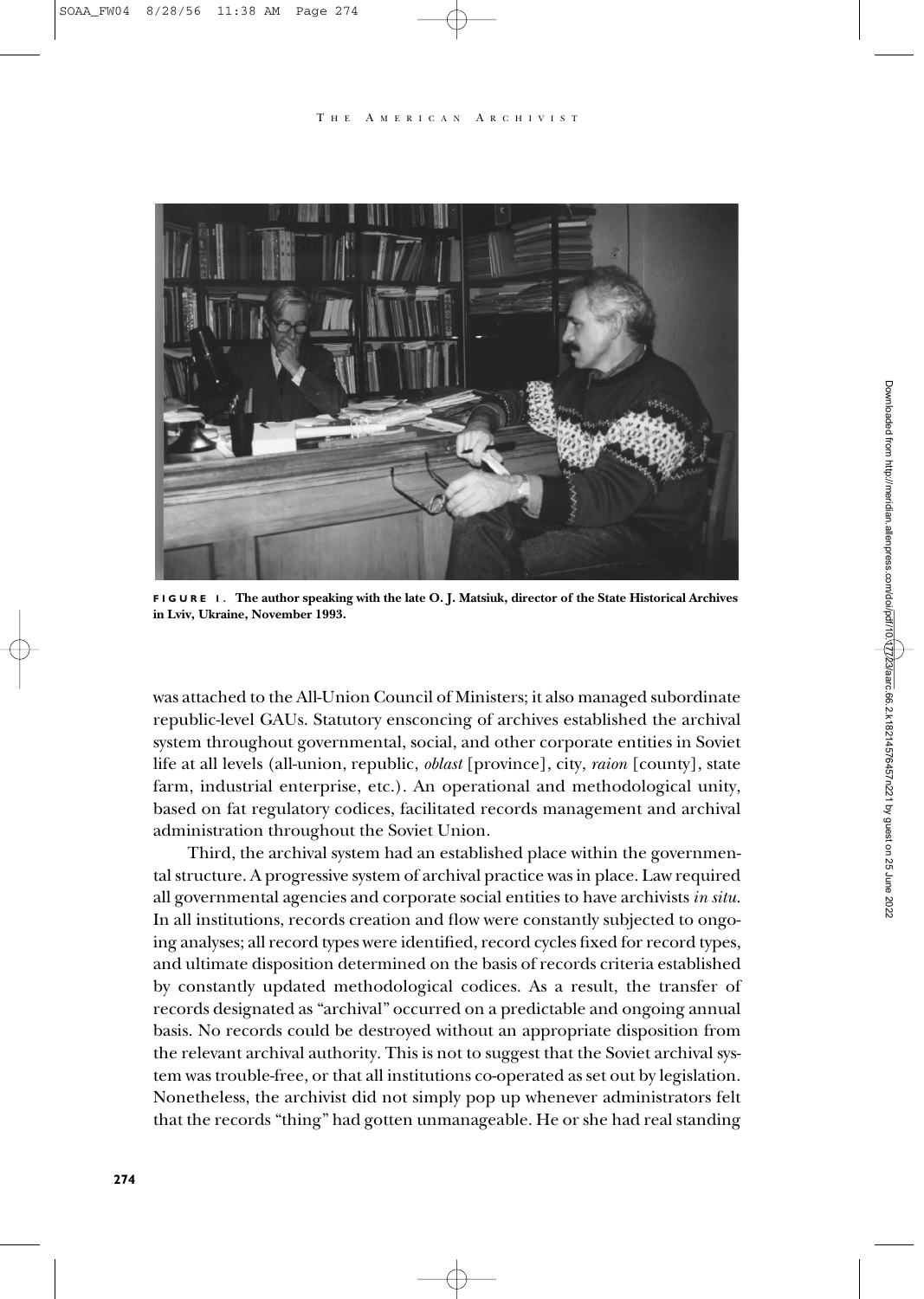**FIGURE 1. The author speaking with the late O. J. Matsiuk, director of the State Historical Archives in Lviv, Ukraine, November 1993.**

was attached to the All-Union Council of Ministers; it also managed subordinate republic-level GAUs. Statutory ensconcing of archives established the archival system throughout governmental, social, and other corporate entities in Soviet life at all levels (all-union, republic, *oblast* [province], city, *raion* [county], state farm, industrial enterprise, etc.). An operational and methodological unity, based on fat regulatory codices, facilitated records management and archival administration throughout the Soviet Union.

Third, the archival system had an established place within the governmental structure. A progressive system of archival practice was in place. Law required all governmental agencies and corporate social entities to have archivists *in situ*. In all institutions, records creation and flow were constantly subjected to ongoing analyses; all record types were identified, record cycles fixed for record types, and ultimate disposition determined on the basis of records criteria established by constantly updated methodological codices. As a result, the transfer of records designated as "archival" occurred on a predictable and ongoing annual basis. No records could be destroyed without an appropriate disposition from the relevant archival authority. This is not to suggest that the Soviet archival system was trouble-free, or that all institutions co-operated as set out by legislation. Nonetheless, the archivist did not simply pop up whenever administrators felt that the records "thing" had gotten unmanageable. He or she had real standing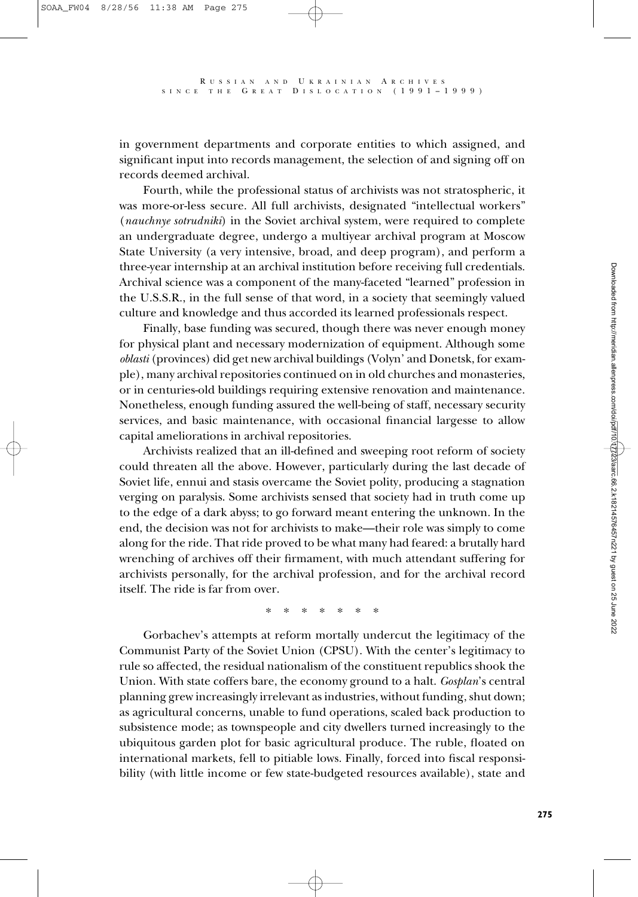in government departments and corporate entities to which assigned, and significant input into records management, the selection of and signing off on records deemed archival.

Fourth, while the professional status of archivists was not stratospheric, it was more-or-less secure. All full archivists, designated "intellectual workers" (*nauchnye sotrudniki*) in the Soviet archival system, were required to complete an undergraduate degree, undergo a multiyear archival program at Moscow State University (a very intensive, broad, and deep program), and perform a three-year internship at an archival institution before receiving full credentials. Archival science was a component of the many-faceted "learned" profession in the U.S.S.R., in the full sense of that word, in a society that seemingly valued culture and knowledge and thus accorded its learned professionals respect.

Finally, base funding was secured, though there was never enough money for physical plant and necessary modernization of equipment. Although some *oblasti* (provinces) did get new archival buildings (Volyn' and Donetsk, for example), many archival repositories continued on in old churches and monasteries, or in centuries-old buildings requiring extensive renovation and maintenance. Nonetheless, enough funding assured the well-being of staff, necessary security services, and basic maintenance, with occasional financial largesse to allow capital ameliorations in archival repositories.

Archivists realized that an ill-defined and sweeping root reform of society could threaten all the above. However, particularly during the last decade of Soviet life, ennui and stasis overcame the Soviet polity, producing a stagnation verging on paralysis. Some archivists sensed that society had in truth come up to the edge of a dark abyss; to go forward meant entering the unknown. In the end, the decision was not for archivists to make—their role was simply to come along for the ride. That ride proved to be what many had feared: a brutally hard wrenching of archives off their firmament, with much attendant suffering for archivists personally, for the archival profession, and for the archival record itself. The ride is far from over.

\* \* \* \* \* \* \*

Gorbachev's attempts at reform mortally undercut the legitimacy of the Communist Party of the Soviet Union (CPSU). With the center's legitimacy to rule so affected, the residual nationalism of the constituent republics shook the Union. With state coffers bare, the economy ground to a halt. *Gosplan*'s central planning grew increasingly irrelevant as industries, without funding, shut down; as agricultural concerns, unable to fund operations, scaled back production to subsistence mode; as townspeople and city dwellers turned increasingly to the ubiquitous garden plot for basic agricultural produce. The ruble, floated on international markets, fell to pitiable lows. Finally, forced into fiscal responsibility (with little income or few state-budgeted resources available), state and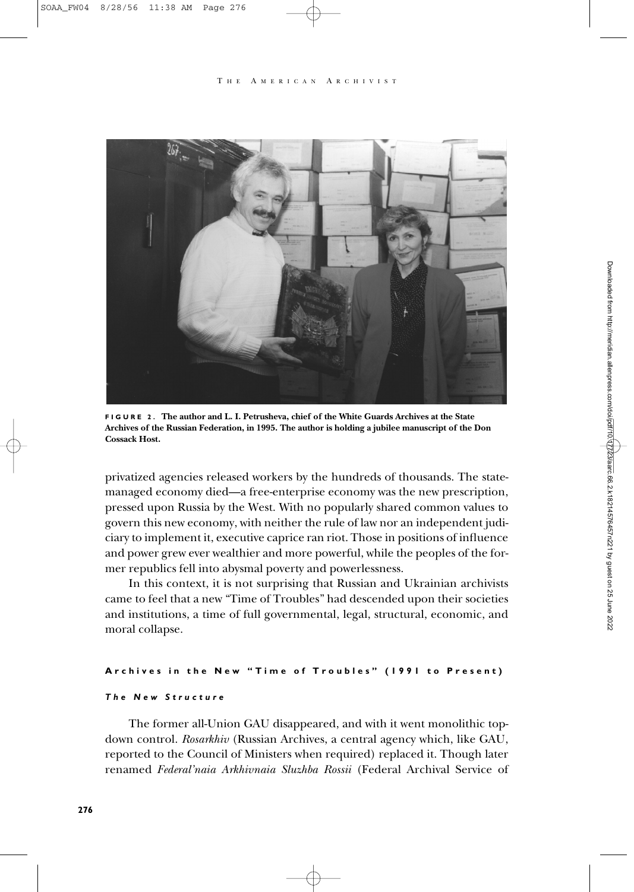**FIGURE 2. The author and L. I. Petrusheva, chief of the White Guards Archives at the State Archives of the Russian Federation, in 1995. The author is holding a jubilee manuscript of the Don Cossack Host.**

privatized agencies released workers by the hundreds of thousands. The state-managed economy died—a free-enterprise economy was the new prescription, pressed upon Russia by the West. With no popularly shared common values to govern this new economy, with neither the rule of law nor an independent judiciary to implement it, executive caprice ran riot. Those in positions of influence and power grew ever wealthier and more powerful, while the peoples of the former republics fell into abysmal poverty and powerlessness.

In this context, it is not surprising that Russian and Ukrainian archivists came to feel that a new "Time of Troubles" had descended upon their societies and institutions, a time of full governmental, legal, structural, economic, and moral collapse.

## Archives in the New "Time of Troubles" (1991 to Present)

### *The New Structure*

The former all-Union GAU disappeared, and with it went monolithic top-down control. *Rosarkhiv* (Russian Archives, a central agency which, like GAU, reported to the Council of Ministers when required) replaced it. Though later renamed *Federal'naia Arkhivnaia Sluzhba Rossii* (Federal Archival Service of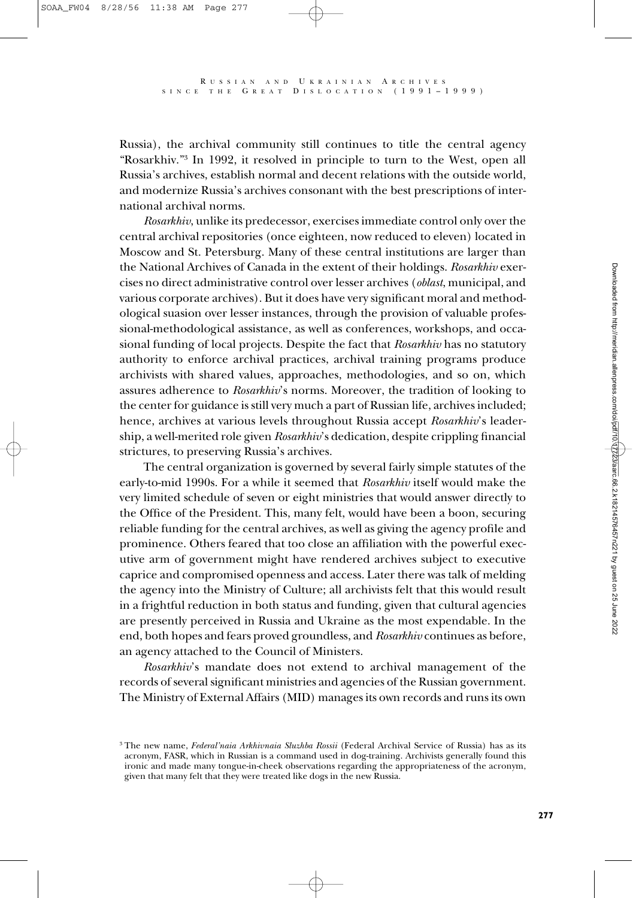Russia), the archival community still continues to title the central agency "Rosarkhiv."[3] In 1992, it resolved in principle to turn to the West, open all Russia's archives, establish normal and decent relations with the outside world, and modernize Russia's archives consonant with the best prescriptions of international archival norms.

*Rosarkhiv*, unlike its predecessor, exercises immediate control only over the central archival repositories (once eighteen, now reduced to eleven) located in Moscow and St. Petersburg. Many of these central institutions are larger than the National Archives of Canada in the extent of their holdings. *Rosarkhiv* exercises no direct administrative control over lesser archives (*oblast*, municipal, and various corporate archives). But it does have very significant moral and methodological suasion over lesser instances, through the provision of valuable professional-methodological assistance, as well as conferences, workshops, and occasional funding of local projects. Despite the fact that *Rosarkhiv* has no statutory authority to enforce archival practices, archival training programs produce archivists with shared values, approaches, methodologies, and so on, which assures adherence to *Rosarkhiv*'s norms. Moreover, the tradition of looking to the center for guidance is still very much a part of Russian life, archives included; hence, archives at various levels throughout Russia accept *Rosarkhiv*'s leadership, a well-merited role given *Rosarkhiv*'s dedication, despite crippling financial strictures, to preserving Russia's archives.

The central organization is governed by several fairly simple statutes of the early-to-mid 1990s. For a while it seemed that *Rosarkhiv* itself would make the very limited schedule of seven or eight ministries that would answer directly to the Office of the President. This, many felt, would have been a boon, securing reliable funding for the central archives, as well as giving the agency profile and prominence. Others feared that too close an affiliation with the powerful executive arm of government might have rendered archives subject to executive caprice and compromised openness and access. Later there was talk of melding the agency into the Ministry of Culture; all archivists felt that this would result in a frightful reduction in both status and funding, given that cultural agencies are presently perceived in Russia and Ukraine as the most expendable. In the end, both hopes and fears proved groundless, and *Rosarkhiv* continues as before, an agency attached to the Council of Ministers.

*Rosarkhiv*'s mandate does not extend to archival management of the records of several significant ministries and agencies of the Russian government. The Ministry of External Affairs (MID) manages its own records and runs its own

[3] The new name, *Federal'naia Arkhivnaia Sluzhba Rossii* (Federal Archival Service of Russia) has as its acronym, FASR, which in Russian is a command used in dog-training. Archivists generally found this ironic and made many tongue-in-cheek observations regarding the appropriateness of the acronym, given that many felt that they were treated like dogs in the new Russia.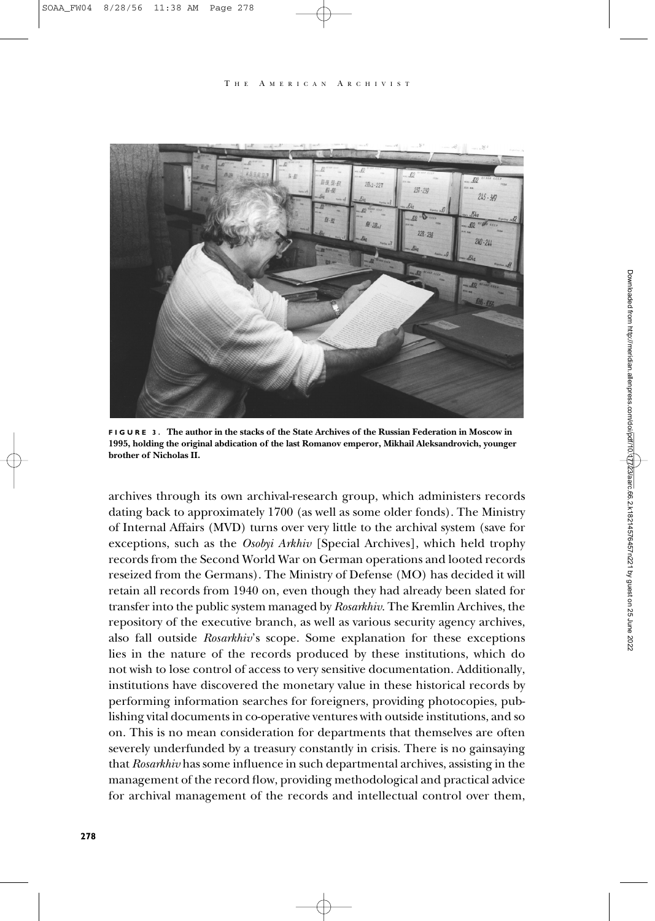**FIGURE 3. The author in the stacks of the State Archives of the Russian Federation in Moscow in 1995, holding the original abdication of the last Romanov emperor, Mikhail Aleksandrovich, younger brother of Nicholas II.**

archives through its own archival-research group, which administers records dating back to approximately 1700 (as well as some older fonds). The Ministry of Internal Affairs (MVD) turns over very little to the archival system (save for exceptions, such as the *Osobyi Arkhiv* [Special Archives], which held trophy records from the Second World War on German operations and looted records reseized from the Germans). The Ministry of Defense (MO) has decided it will retain all records from 1940 on, even though they had already been slated for transfer into the public system managed by *Rosarkhiv*. The Kremlin Archives, the repository of the executive branch, as well as various security agency archives, also fall outside *Rosarkhiv*'s scope. Some explanation for these exceptions lies in the nature of the records produced by these institutions, which do not wish to lose control of access to very sensitive documentation. Additionally, institutions have discovered the monetary value in these historical records by performing information searches for foreigners, providing photocopies, publishing vital documents in co-operative ventures with outside institutions, and so on. This is no mean consideration for departments that themselves are often severely underfunded by a treasury constantly in crisis. There is no gainsaying that *Rosarkhiv* has some influence in such departmental archives, assisting in the management of the record flow, providing methodological and practical advice for archival management of the records and intellectual control over them,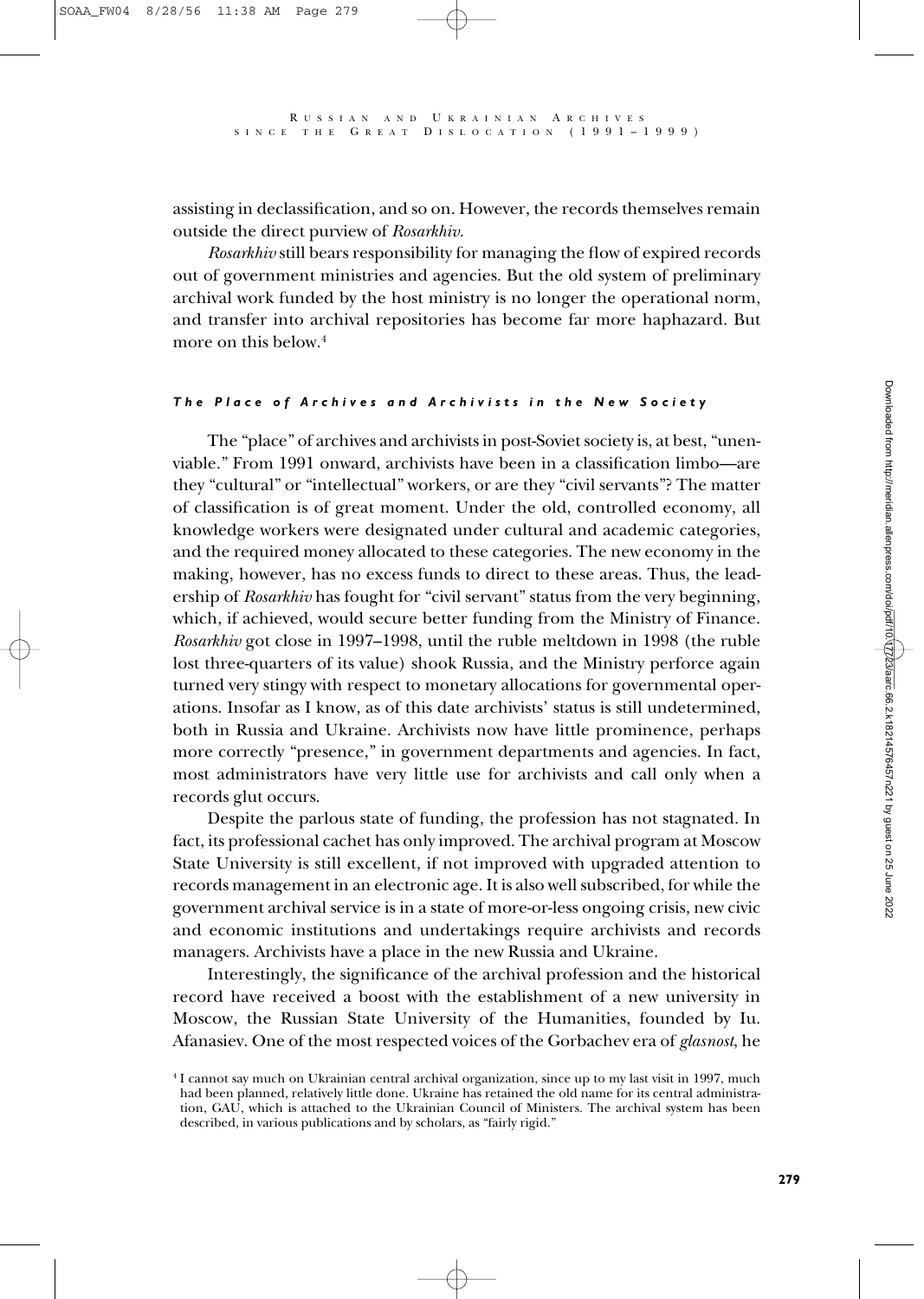assisting in declassification, and so on. However, the records themselves remain outside the direct purview of *Rosarkhiv*.

*Rosarkhiv* still bears responsibility for managing the flow of expired records out of government ministries and agencies. But the old system of preliminary archival work funded by the host ministry is no longer the operational norm, and transfer into archival repositories has become far more haphazard. But more on this below.[4]

### *The Place of Archives and Archivists in the New Society*

The "place" of archives and archivists in post-Soviet society is, at best, "unenviable." From 1991 onward, archivists have been in a classification limbo—are they "cultural" or "intellectual" workers, or are they "civil servants"? The matter of classification is of great moment. Under the old, controlled economy, all knowledge workers were designated under cultural and academic categories, and the required money allocated to these categories. The new economy in the making, however, has no excess funds to direct to these areas. Thus, the leadership of *Rosarkhiv* has fought for "civil servant" status from the very beginning, which, if achieved, would secure better funding from the Ministry of Finance. *Rosarkhiv* got close in 1997–1998, until the ruble meltdown in 1998 (the ruble lost three-quarters of its value) shook Russia, and the Ministry perforce again turned very stingy with respect to monetary allocations for governmental operations. Insofar as I know, as of this date archivists' status is still undetermined, both in Russia and Ukraine. Archivists now have little prominence, perhaps more correctly "presence," in government departments and agencies. In fact, most administrators have very little use for archivists and call only when a records glut occurs.

Despite the parlous state of funding, the profession has not stagnated. In fact, its professional cachet has only improved. The archival program at Moscow State University is still excellent, if not improved with upgraded attention to records management in an electronic age. It is also well subscribed, for while the government archival service is in a state of more-or-less ongoing crisis, new civic and economic institutions and undertakings require archivists and records managers. Archivists have a place in the new Russia and Ukraine.

Interestingly, the significance of the archival profession and the historical record have received a boost with the establishment of a new university in Moscow, the Russian State University of the Humanities, founded by Iu. Afanasiev. One of the most respected voices of the Gorbachev era of *glasnost*, he

[4] I cannot say much on Ukrainian central archival organization, since up to my last visit in 1997, much had been planned, relatively little done. Ukraine has retained the old name for its central administration, GAU, which is attached to the Ukrainian Council of Ministers. The archival system has been described, in various publications and by scholars, as "fairly rigid."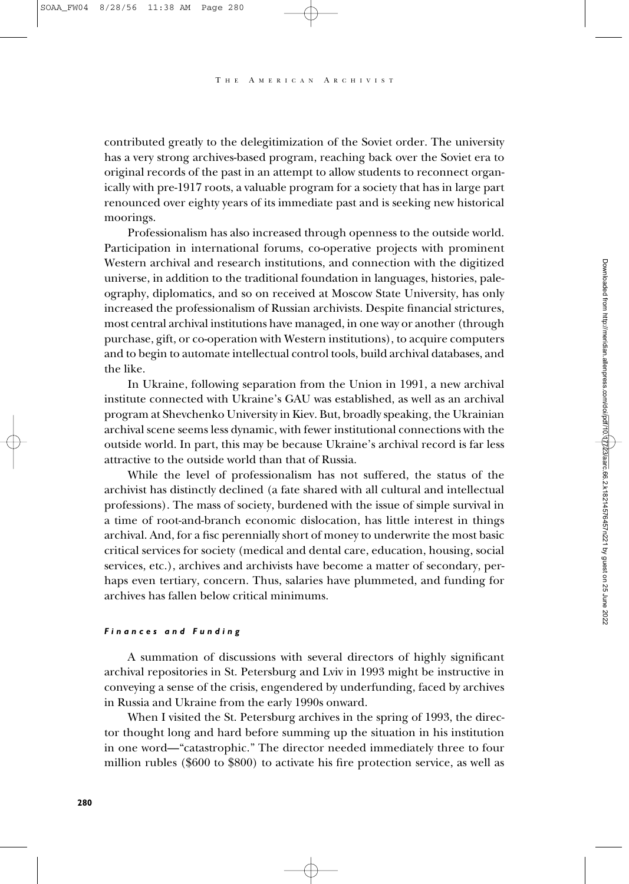contributed greatly to the delegitimization of the Soviet order. The university has a very strong archives-based program, reaching back over the Soviet era to original records of the past in an attempt to allow students to reconnect organically with pre-1917 roots, a valuable program for a society that has in large part renounced over eighty years of its immediate past and is seeking new historical moorings.

Professionalism has also increased through openness to the outside world. Participation in international forums, co-operative projects with prominent Western archival and research institutions, and connection with the digitized universe, in addition to the traditional foundation in languages, histories, paleography, diplomatics, and so on received at Moscow State University, has only increased the professionalism of Russian archivists. Despite financial strictures, most central archival institutions have managed, in one way or another (through purchase, gift, or co-operation with Western institutions), to acquire computers and to begin to automate intellectual control tools, build archival databases, and the like.

In Ukraine, following separation from the Union in 1991, a new archival institute connected with Ukraine's GAU was established, as well as an archival program at Shevchenko University in Kiev. But, broadly speaking, the Ukrainian archival scene seems less dynamic, with fewer institutional connections with the outside world. In part, this may be because Ukraine's archival record is far less attractive to the outside world than that of Russia.

While the level of professionalism has not suffered, the status of the archivist has distinctly declined (a fate shared with all cultural and intellectual professions). The mass of society, burdened with the issue of simple survival in a time of root-and-branch economic dislocation, has little interest in things archival. And, for a fisc perennially short of money to underwrite the most basic critical services for society (medical and dental care, education, housing, social services, etc.), archives and archivists have become a matter of secondary, perhaps even tertiary, concern. Thus, salaries have plummeted, and funding for archives has fallen below critical minimums.

#### *Finances and Funding*

A summation of discussions with several directors of highly significant archival repositories in St. Petersburg and Lviv in 1993 might be instructive in conveying a sense of the crisis, engendered by underfunding, faced by archives in Russia and Ukraine from the early 1990s onward.

When I visited the St. Petersburg archives in the spring of 1993, the director thought long and hard before summing up the situation in his institution in one word—"catastrophic." The director needed immediately three to four million rubles ($600 to $800) to activate his fire protection service, as well as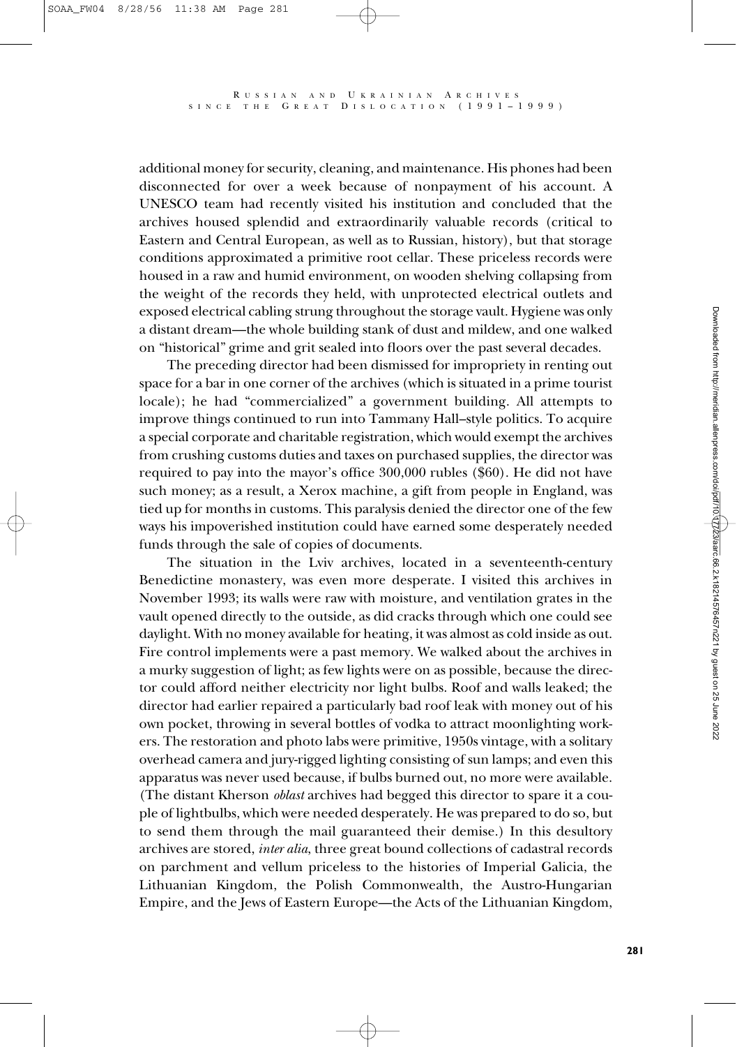additional money for security, cleaning, and maintenance. His phones had been disconnected for over a week because of nonpayment of his account. A UNESCO team had recently visited his institution and concluded that the archives housed splendid and extraordinarily valuable records (critical to Eastern and Central European, as well as to Russian, history), but that storage conditions approximated a primitive root cellar. These priceless records were housed in a raw and humid environment, on wooden shelving collapsing from the weight of the records they held, with unprotected electrical outlets and exposed electrical cabling strung throughout the storage vault. Hygiene was only a distant dream—the whole building stank of dust and mildew, and one walked on "historical" grime and grit sealed into floors over the past several decades.

The preceding director had been dismissed for impropriety in renting out space for a bar in one corner of the archives (which is situated in a prime tourist locale); he had "commercialized" a government building. All attempts to improve things continued to run into Tammany Hall–style politics. To acquire a special corporate and charitable registration, which would exempt the archives from crushing customs duties and taxes on purchased supplies, the director was required to pay into the mayor's office 300,000 rubles ($60). He did not have such money; as a result, a Xerox machine, a gift from people in England, was tied up for months in customs. This paralysis denied the director one of the few ways his impoverished institution could have earned some desperately needed funds through the sale of copies of documents.

The situation in the Lviv archives, located in a seventeenth-century Benedictine monastery, was even more desperate. I visited this archives in November 1993; its walls were raw with moisture, and ventilation grates in the vault opened directly to the outside, as did cracks through which one could see daylight. With no money available for heating, it was almost as cold inside as out. Fire control implements were a past memory. We walked about the archives in a murky suggestion of light; as few lights were on as possible, because the director could afford neither electricity nor light bulbs. Roof and walls leaked; the director had earlier repaired a particularly bad roof leak with money out of his own pocket, throwing in several bottles of vodka to attract moonlighting workers. The restoration and photo labs were primitive, 1950s vintage, with a solitary overhead camera and jury-rigged lighting consisting of sun lamps; and even this apparatus was never used because, if bulbs burned out, no more were available. (The distant Kherson *oblast* archives had begged this director to spare it a couple of lightbulbs, which were needed desperately. He was prepared to do so, but to send them through the mail guaranteed their demise.) In this desultory archives are stored, *inter alia*, three great bound collections of cadastral records on parchment and vellum priceless to the histories of Imperial Galicia, the Lithuanian Kingdom, the Polish Commonwealth, the Austro-Hungarian Empire, and the Jews of Eastern Europe—the Acts of the Lithuanian Kingdom,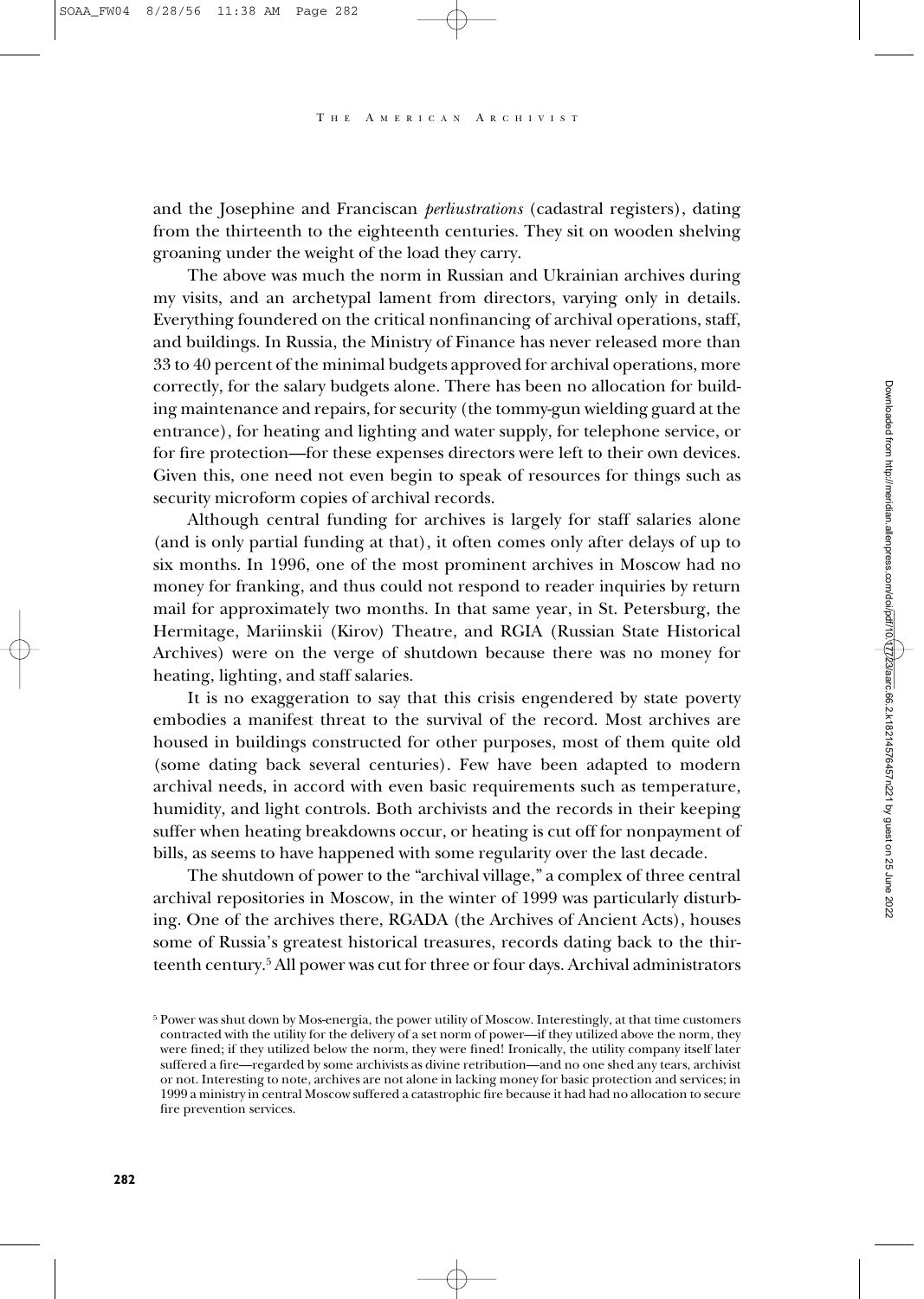and the Josephine and Franciscan *perliustrations* (cadastral registers), dating from the thirteenth to the eighteenth centuries. They sit on wooden shelving groaning under the weight of the load they carry.

The above was much the norm in Russian and Ukrainian archives during my visits, and an archetypal lament from directors, varying only in details. Everything foundered on the critical nonfinancing of archival operations, staff, and buildings. In Russia, the Ministry of Finance has never released more than 33 to 40 percent of the minimal budgets approved for archival operations, more correctly, for the salary budgets alone. There has been no allocation for building maintenance and repairs, for security (the tommy-gun wielding guard at the entrance), for heating and lighting and water supply, for telephone service, or for fire protection—for these expenses directors were left to their own devices. Given this, one need not even begin to speak of resources for things such as security microform copies of archival records.

Although central funding for archives is largely for staff salaries alone (and is only partial funding at that), it often comes only after delays of up to six months. In 1996, one of the most prominent archives in Moscow had no money for franking, and thus could not respond to reader inquiries by return mail for approximately two months. In that same year, in St. Petersburg, the Hermitage, Mariinskii (Kirov) Theatre, and RGIA (Russian State Historical Archives) were on the verge of shutdown because there was no money for heating, lighting, and staff salaries.

It is no exaggeration to say that this crisis engendered by state poverty embodies a manifest threat to the survival of the record. Most archives are housed in buildings constructed for other purposes, most of them quite old (some dating back several centuries). Few have been adapted to modern archival needs, in accord with even basic requirements such as temperature, humidity, and light controls. Both archivists and the records in their keeping suffer when heating breakdowns occur, or heating is cut off for nonpayment of bills, as seems to have happened with some regularity over the last decade.

The shutdown of power to the "archival village," a complex of three central archival repositories in Moscow, in the winter of 1999 was particularly disturbing. One of the archives there, RGADA (the Archives of Ancient Acts), houses some of Russia's greatest historical treasures, records dating back to the thirteenth century.[5] All power was cut for three or four days. Archival administrators

[5] Power was shut down by Mos-energia, the power utility of Moscow. Interestingly, at that time customers contracted with the utility for the delivery of a set norm of power—if they utilized above the norm, they were fined; if they utilized below the norm, they were fined! Ironically, the utility company itself later suffered a fire—regarded by some archivists as divine retribution—and no one shed any tears, archivist or not. Interesting to note, archives are not alone in lacking money for basic protection and services; in 1999 a ministry in central Moscow suffered a catastrophic fire because it had had no allocation to secure fire prevention services.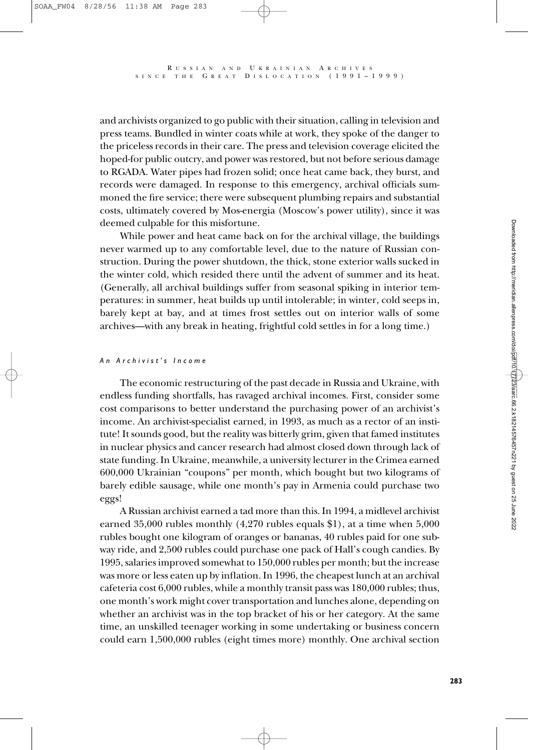and archivists organized to go public with their situation, calling in television and press teams. Bundled in winter coats while at work, they spoke of the danger to the priceless records in their care. The press and television coverage elicited the hoped-for public outcry, and power was restored, but not before serious damage to RGADA. Water pipes had frozen solid; once heat came back, they burst, and records were damaged. In response to this emergency, archival officials summoned the fire service; there were subsequent plumbing repairs and substantial costs, ultimately covered by Mos-energia (Moscow's power utility), since it was deemed culpable for this misfortune.

While power and heat came back on for the archival village, the buildings never warmed up to any comfortable level, due to the nature of Russian construction. During the power shutdown, the thick, stone exterior walls sucked in the winter cold, which resided there until the advent of summer and its heat. (Generally, all archival buildings suffer from seasonal spiking in interior temperatures: in summer, heat builds up until intolerable; in winter, cold seeps in, barely kept at bay, and at times frost settles out on interior walls of some archives—with any break in heating, frightful cold settles in for a long time.)

### *An Archivist's Income*

The economic restructuring of the past decade in Russia and Ukraine, with endless funding shortfalls, has ravaged archival incomes. First, consider some cost comparisons to better understand the purchasing power of an archivist's income. An archivist-specialist earned, in 1993, as much as a rector of an institute! It sounds good, but the reality was bitterly grim, given that famed institutes in nuclear physics and cancer research had almost closed down through lack of state funding. In Ukraine, meanwhile, a university lecturer in the Crimea earned 600,000 Ukrainian "coupons" per month, which bought but two kilograms of barely edible sausage, while one month's pay in Armenia could purchase two eggs!

A Russian archivist earned a tad more than this. In 1994, a midlevel archivist earned 35,000 rubles monthly (4,270 rubles equals $1), at a time when 5,000 rubles bought one kilogram of oranges or bananas, 40 rubles paid for one subway ride, and 2,500 rubles could purchase one pack of Hall's cough candies. By 1995, salaries improved somewhat to 150,000 rubles per month; but the increase was more or less eaten up by inflation. In 1996, the cheapest lunch at an archival cafeteria cost 6,000 rubles, while a monthly transit pass was 180,000 rubles; thus, one month's work might cover transportation and lunches alone, depending on whether an archivist was in the top bracket of his or her category. At the same time, an unskilled teenager working in some undertaking or business concern could earn 1,500,000 rubles (eight times more) monthly. One archival section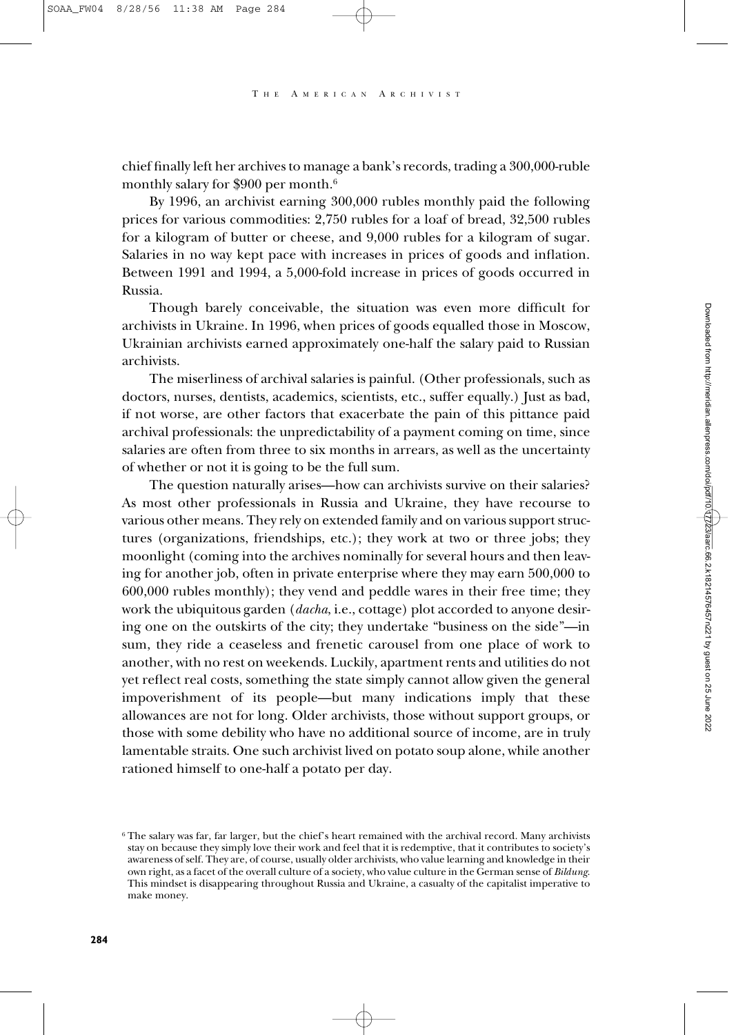chief finally left her archives to manage a bank's records, trading a 300,000-ruble monthly salary for $900 per month.[6]

By 1996, an archivist earning 300,000 rubles monthly paid the following prices for various commodities: 2,750 rubles for a loaf of bread, 32,500 rubles for a kilogram of butter or cheese, and 9,000 rubles for a kilogram of sugar. Salaries in no way kept pace with increases in prices of goods and inflation. Between 1991 and 1994, a 5,000-fold increase in prices of goods occurred in Russia.

Though barely conceivable, the situation was even more difficult for archivists in Ukraine. In 1996, when prices of goods equalled those in Moscow, Ukrainian archivists earned approximately one-half the salary paid to Russian archivists.

The miserliness of archival salaries is painful. (Other professionals, such as doctors, nurses, dentists, academics, scientists, etc., suffer equally.) Just as bad, if not worse, are other factors that exacerbate the pain of this pittance paid archival professionals: the unpredictability of a payment coming on time, since salaries are often from three to six months in arrears, as well as the uncertainty of whether or not it is going to be the full sum.

The question naturally arises—how can archivists survive on their salaries? As most other professionals in Russia and Ukraine, they have recourse to various other means. They rely on extended family and on various support structures (organizations, friendships, etc.); they work at two or three jobs; they moonlight (coming into the archives nominally for several hours and then leaving for another job, often in private enterprise where they may earn 500,000 to 600,000 rubles monthly); they vend and peddle wares in their free time; they work the ubiquitous garden (*dacha*, i.e., cottage) plot accorded to anyone desiring one on the outskirts of the city; they undertake "business on the side"—in sum, they ride a ceaseless and frenetic carousel from one place of work to another, with no rest on weekends. Luckily, apartment rents and utilities do not yet reflect real costs, something the state simply cannot allow given the general impoverishment of its people—but many indications imply that these allowances are not for long. Older archivists, those without support groups, or those with some debility who have no additional source of income, are in truly lamentable straits. One such archivist lived on potato soup alone, while another rationed himself to one-half a potato per day.

[6] The salary was far, far larger, but the chief's heart remained with the archival record. Many archivists stay on because they simply love their work and feel that it is redemptive, that it contributes to society's awareness of self. They are, of course, usually older archivists, who value learning and knowledge in their own right, as a facet of the overall culture of a society, who value culture in the German sense of *Bildung*. This mindset is disappearing throughout Russia and Ukraine, a casualty of the capitalist imperative to make money.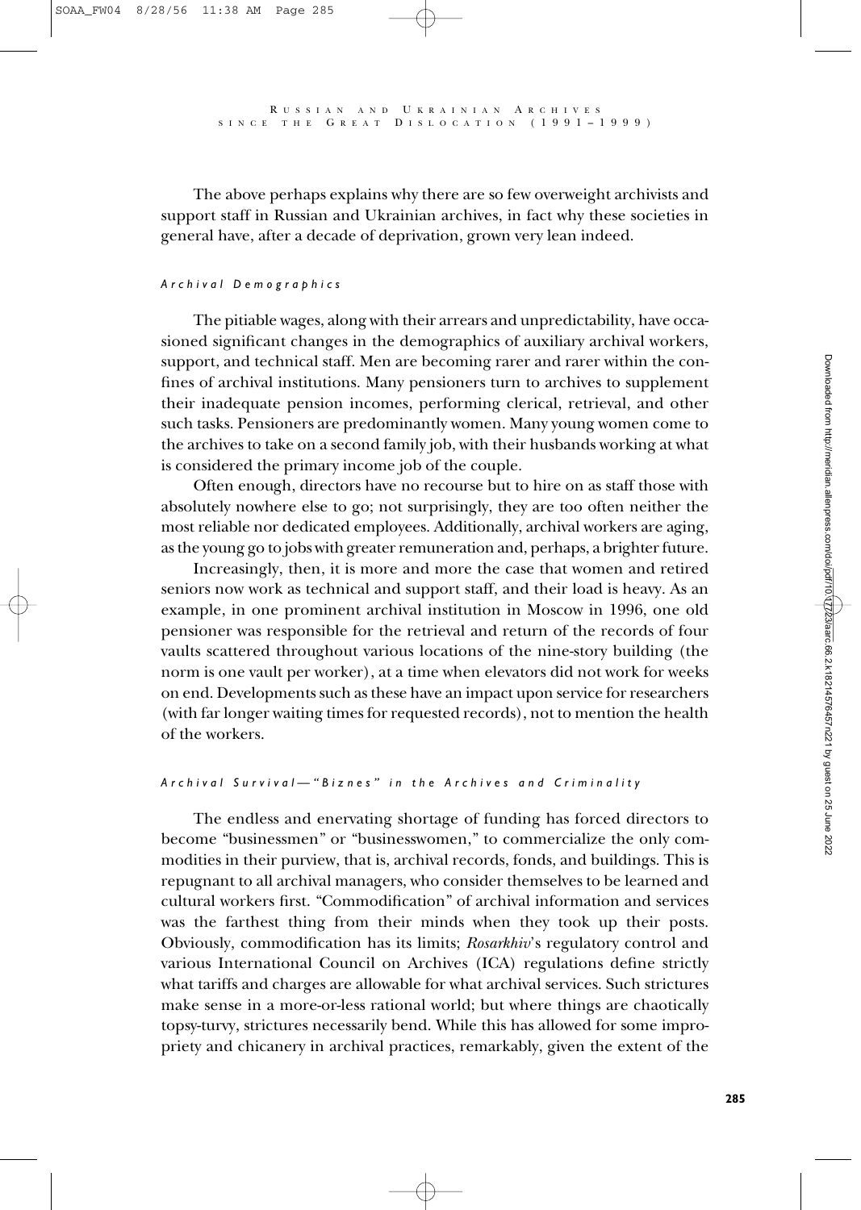The above perhaps explains why there are so few overweight archivists and support staff in Russian and Ukrainian archives, in fact why these societies in general have, after a decade of deprivation, grown very lean indeed.

### *Archival Demographics*

The pitiable wages, along with their arrears and unpredictability, have occasioned significant changes in the demographics of auxiliary archival workers, support, and technical staff. Men are becoming rarer and rarer within the confines of archival institutions. Many pensioners turn to archives to supplement their inadequate pension incomes, performing clerical, retrieval, and other such tasks. Pensioners are predominantly women. Many young women come to the archives to take on a second family job, with their husbands working at what is considered the primary income job of the couple.

Often enough, directors have no recourse but to hire on as staff those with absolutely nowhere else to go; not surprisingly, they are too often neither the most reliable nor dedicated employees. Additionally, archival workers are aging, as the young go to jobs with greater remuneration and, perhaps, a brighter future.

Increasingly, then, it is more and more the case that women and retired seniors now work as technical and support staff, and their load is heavy. As an example, in one prominent archival institution in Moscow in 1996, one old pensioner was responsible for the retrieval and return of the records of four vaults scattered throughout various locations of the nine-story building (the norm is one vault per worker), at a time when elevators did not work for weeks on end. Developments such as these have an impact upon service for researchers (with far longer waiting times for requested records), not to mention the health of the workers.

### *Archival Survival—"Biznes" in the Archives and Criminality*

The endless and enervating shortage of funding has forced directors to become "businessmen" or "businesswomen," to commercialize the only commodities in their purview, that is, archival records, fonds, and buildings. This is repugnant to all archival managers, who consider themselves to be learned and cultural workers first. "Commodification" of archival information and services was the farthest thing from their minds when they took up their posts. Obviously, commodification has its limits; *Rosarkhiv*'s regulatory control and various International Council on Archives (ICA) regulations define strictly what tariffs and charges are allowable for what archival services. Such strictures make sense in a more-or-less rational world; but where things are chaotically topsy-turvy, strictures necessarily bend. While this has allowed for some impropriety and chicanery in archival practices, remarkably, given the extent of the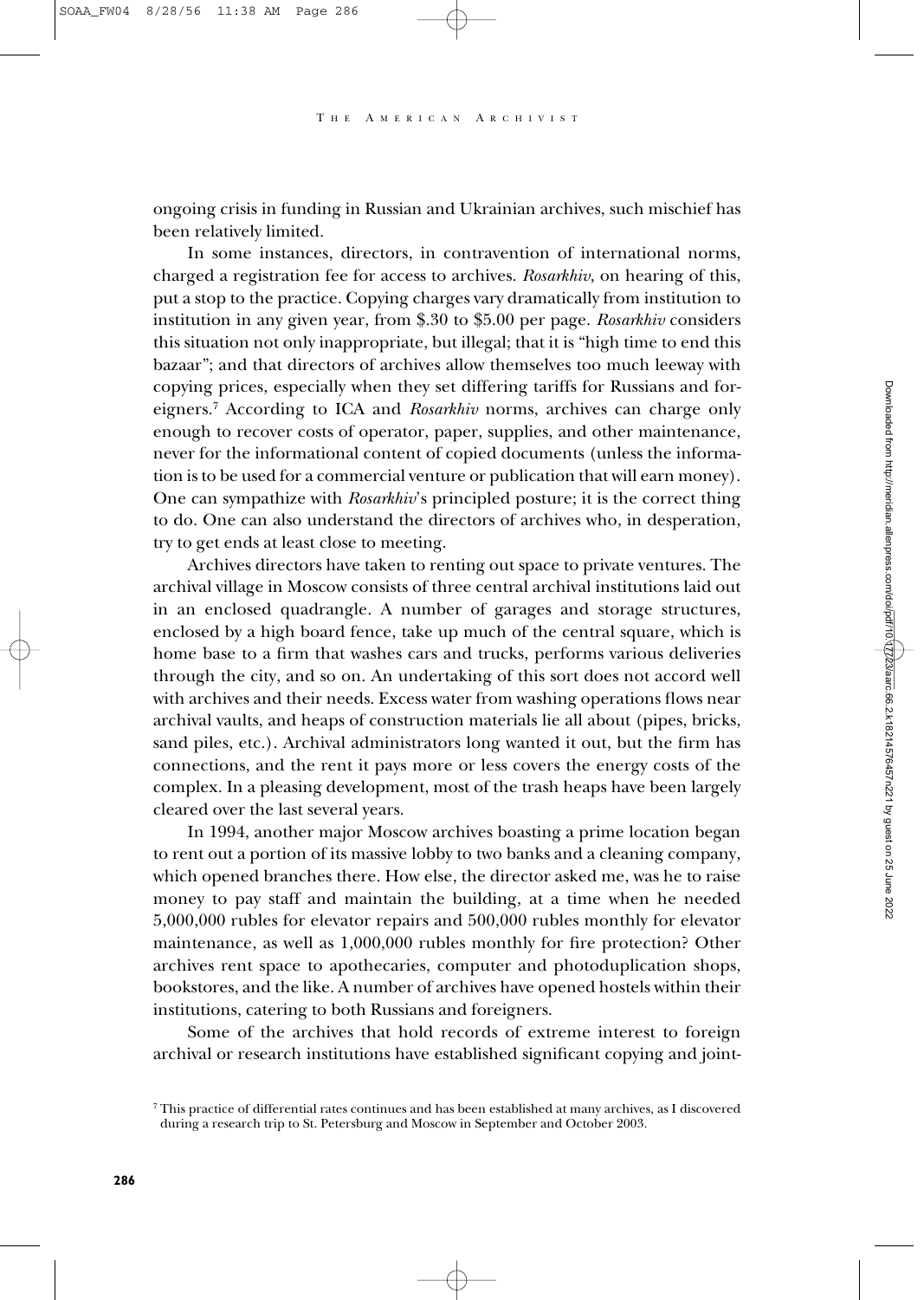ongoing crisis in funding in Russian and Ukrainian archives, such mischief has been relatively limited.

In some instances, directors, in contravention of international norms, charged a registration fee for access to archives. *Rosarkhiv*, on hearing of this, put a stop to the practice. Copying charges vary dramatically from institution to institution in any given year, from $.30 to $5.00 per page. *Rosarkhiv* considers this situation not only inappropriate, but illegal; that it is "high time to end this bazaar"; and that directors of archives allow themselves too much leeway with copying prices, especially when they set differing tariffs for Russians and foreigners.[7] According to ICA and *Rosarkhiv* norms, archives can charge only enough to recover costs of operator, paper, supplies, and other maintenance, never for the informational content of copied documents (unless the information is to be used for a commercial venture or publication that will earn money). One can sympathize with *Rosarkhiv*'s principled posture; it is the correct thing to do. One can also understand the directors of archives who, in desperation, try to get ends at least close to meeting.

Archives directors have taken to renting out space to private ventures. The archival village in Moscow consists of three central archival institutions laid out in an enclosed quadrangle. A number of garages and storage structures, enclosed by a high board fence, take up much of the central square, which is home base to a firm that washes cars and trucks, performs various deliveries through the city, and so on. An undertaking of this sort does not accord well with archives and their needs. Excess water from washing operations flows near archival vaults, and heaps of construction materials lie all about (pipes, bricks, sand piles, etc.). Archival administrators long wanted it out, but the firm has connections, and the rent it pays more or less covers the energy costs of the complex. In a pleasing development, most of the trash heaps have been largely cleared over the last several years.

In 1994, another major Moscow archives boasting a prime location began to rent out a portion of its massive lobby to two banks and a cleaning company, which opened branches there. How else, the director asked me, was he to raise money to pay staff and maintain the building, at a time when he needed 5,000,000 rubles for elevator repairs and 500,000 rubles monthly for elevator maintenance, as well as 1,000,000 rubles monthly for fire protection? Other archives rent space to apothecaries, computer and photoduplication shops, bookstores, and the like. A number of archives have opened hostels within their institutions, catering to both Russians and foreigners.

Some of the archives that hold records of extreme interest to foreign archival or research institutions have established significant copying and joint-

[7] This practice of differential rates continues and has been established at many archives, as I discovered during a research trip to St. Petersburg and Moscow in September and October 2003.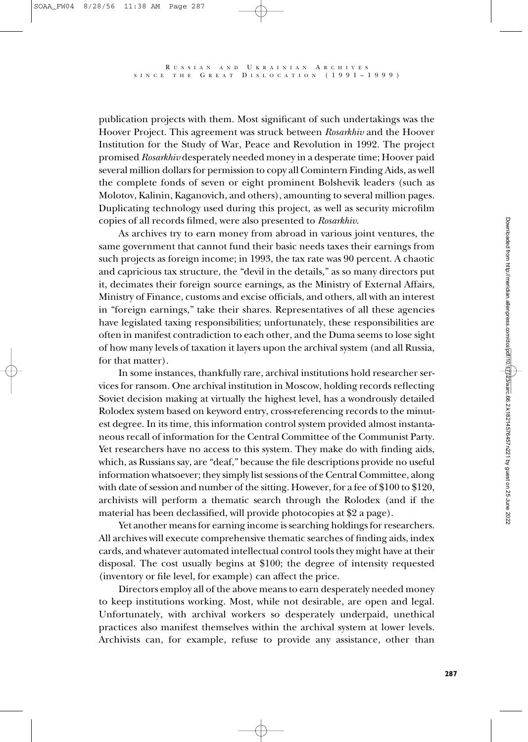publication projects with them. Most significant of such undertakings was the Hoover Project. This agreement was struck between *Rosarkhiv* and the Hoover Institution for the Study of War, Peace and Revolution in 1992. The project promised *Rosarkhiv* desperately needed money in a desperate time; Hoover paid several million dollars for permission to copy all Comintern Finding Aids, as well the complete fonds of seven or eight prominent Bolshevik leaders (such as Molotov, Kalinin, Kaganovich, and others), amounting to several million pages. Duplicating technology used during this project, as well as security microfilm copies of all records filmed, were also presented to *Rosarkhiv*.

As archives try to earn money from abroad in various joint ventures, the same government that cannot fund their basic needs taxes their earnings from such projects as foreign income; in 1993, the tax rate was 90 percent. A chaotic and capricious tax structure, the "devil in the details," as so many directors put it, decimates their foreign source earnings, as the Ministry of External Affairs, Ministry of Finance, customs and excise officials, and others, all with an interest in "foreign earnings," take their shares. Representatives of all these agencies have legislated taxing responsibilities; unfortunately, these responsibilities are often in manifest contradiction to each other, and the Duma seems to lose sight of how many levels of taxation it layers upon the archival system (and all Russia, for that matter).

In some instances, thankfully rare, archival institutions hold researcher services for ransom. One archival institution in Moscow, holding records reflecting Soviet decision making at virtually the highest level, has a wondrously detailed Rolodex system based on keyword entry, cross-referencing records to the minutest degree. In its time, this information control system provided almost instantaneous recall of information for the Central Committee of the Communist Party. Yet researchers have no access to this system. They make do with finding aids, which, as Russians say, are "deaf," because the file descriptions provide no useful information whatsoever; they simply list sessions of the Central Committee, along with date of session and number of the sitting. However, for a fee of $100 to $120, archivists will perform a thematic search through the Rolodex (and if the material has been declassified, will provide photocopies at $2 a page).

Yet another means for earning income is searching holdings for researchers. All archives will execute comprehensive thematic searches of finding aids, index cards, and whatever automated intellectual control tools they might have at their disposal. The cost usually begins at $100; the degree of intensity requested (inventory or file level, for example) can affect the price.

Directors employ all of the above means to earn desperately needed money to keep institutions working. Most, while not desirable, are open and legal. Unfortunately, with archival workers so desperately underpaid, unethical practices also manifest themselves within the archival system at lower levels. Archivists can, for example, refuse to provide any assistance, other than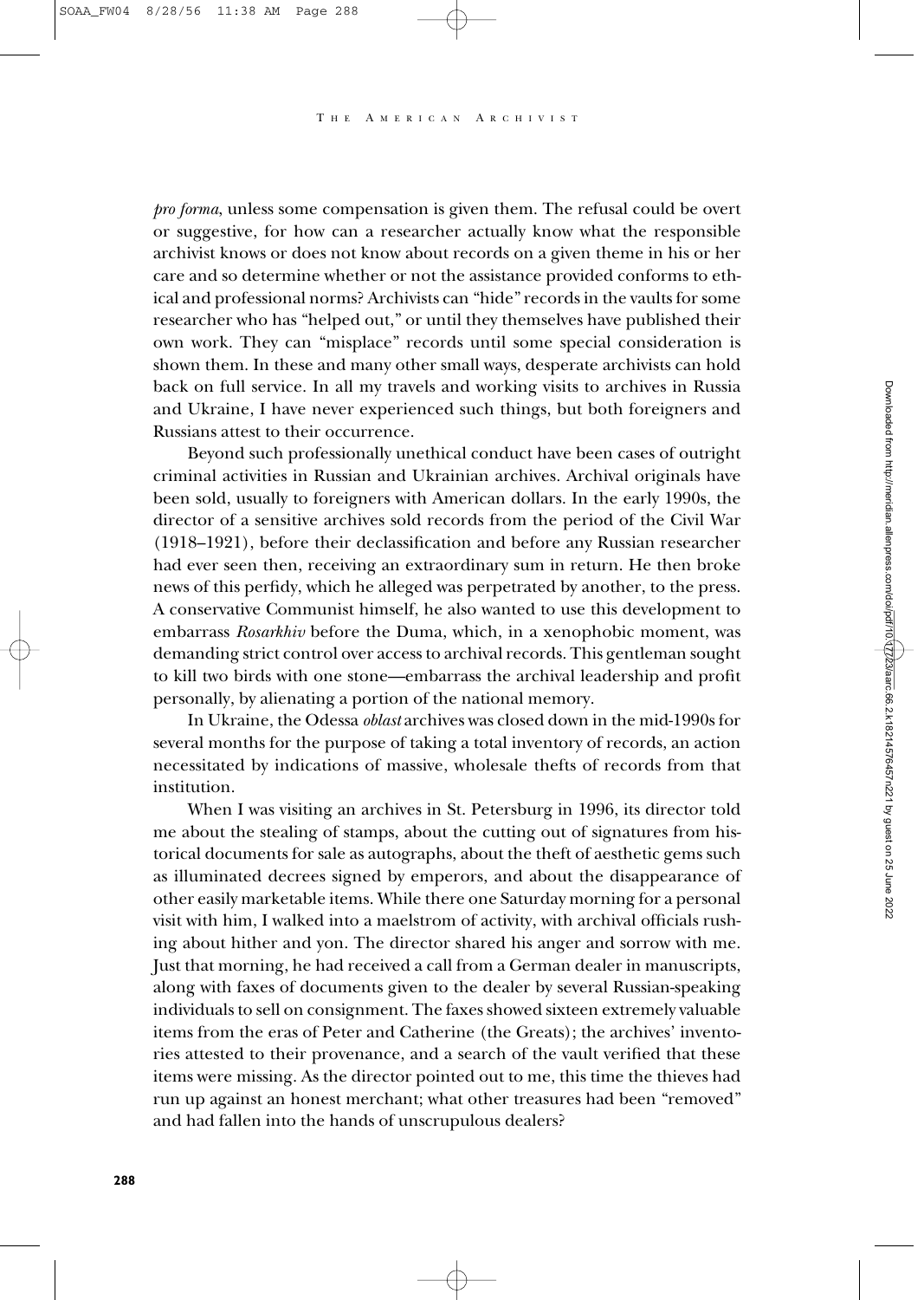*pro forma*, unless some compensation is given them. The refusal could be overt or suggestive, for how can a researcher actually know what the responsible archivist knows or does not know about records on a given theme in his or her care and so determine whether or not the assistance provided conforms to ethical and professional norms? Archivists can "hide" records in the vaults for some researcher who has "helped out," or until they themselves have published their own work. They can "misplace" records until some special consideration is shown them. In these and many other small ways, desperate archivists can hold back on full service. In all my travels and working visits to archives in Russia and Ukraine, I have never experienced such things, but both foreigners and Russians attest to their occurrence.

Beyond such professionally unethical conduct have been cases of outright criminal activities in Russian and Ukrainian archives. Archival originals have been sold, usually to foreigners with American dollars. In the early 1990s, the director of a sensitive archives sold records from the period of the Civil War (1918–1921), before their declassification and before any Russian researcher had ever seen then, receiving an extraordinary sum in return. He then broke news of this perfidy, which he alleged was perpetrated by another, to the press. A conservative Communist himself, he also wanted to use this development to embarrass *Rosarkhiv* before the Duma, which, in a xenophobic moment, was demanding strict control over access to archival records. This gentleman sought to kill two birds with one stone—embarrass the archival leadership and profit personally, by alienating a portion of the national memory.

In Ukraine, the Odessa *oblast* archives was closed down in the mid-1990s for several months for the purpose of taking a total inventory of records, an action necessitated by indications of massive, wholesale thefts of records from that institution.

When I was visiting an archives in St. Petersburg in 1996, its director told me about the stealing of stamps, about the cutting out of signatures from historical documents for sale as autographs, about the theft of aesthetic gems such as illuminated decrees signed by emperors, and about the disappearance of other easily marketable items. While there one Saturday morning for a personal visit with him, I walked into a maelstrom of activity, with archival officials rushing about hither and yon. The director shared his anger and sorrow with me. Just that morning, he had received a call from a German dealer in manuscripts, along with faxes of documents given to the dealer by several Russian-speaking individuals to sell on consignment. The faxes showed sixteen extremely valuable items from the eras of Peter and Catherine (the Greats); the archives' inventories attested to their provenance, and a search of the vault verified that these items were missing. As the director pointed out to me, this time the thieves had run up against an honest merchant; what other treasures had been "removed" and had fallen into the hands of unscrupulous dealers?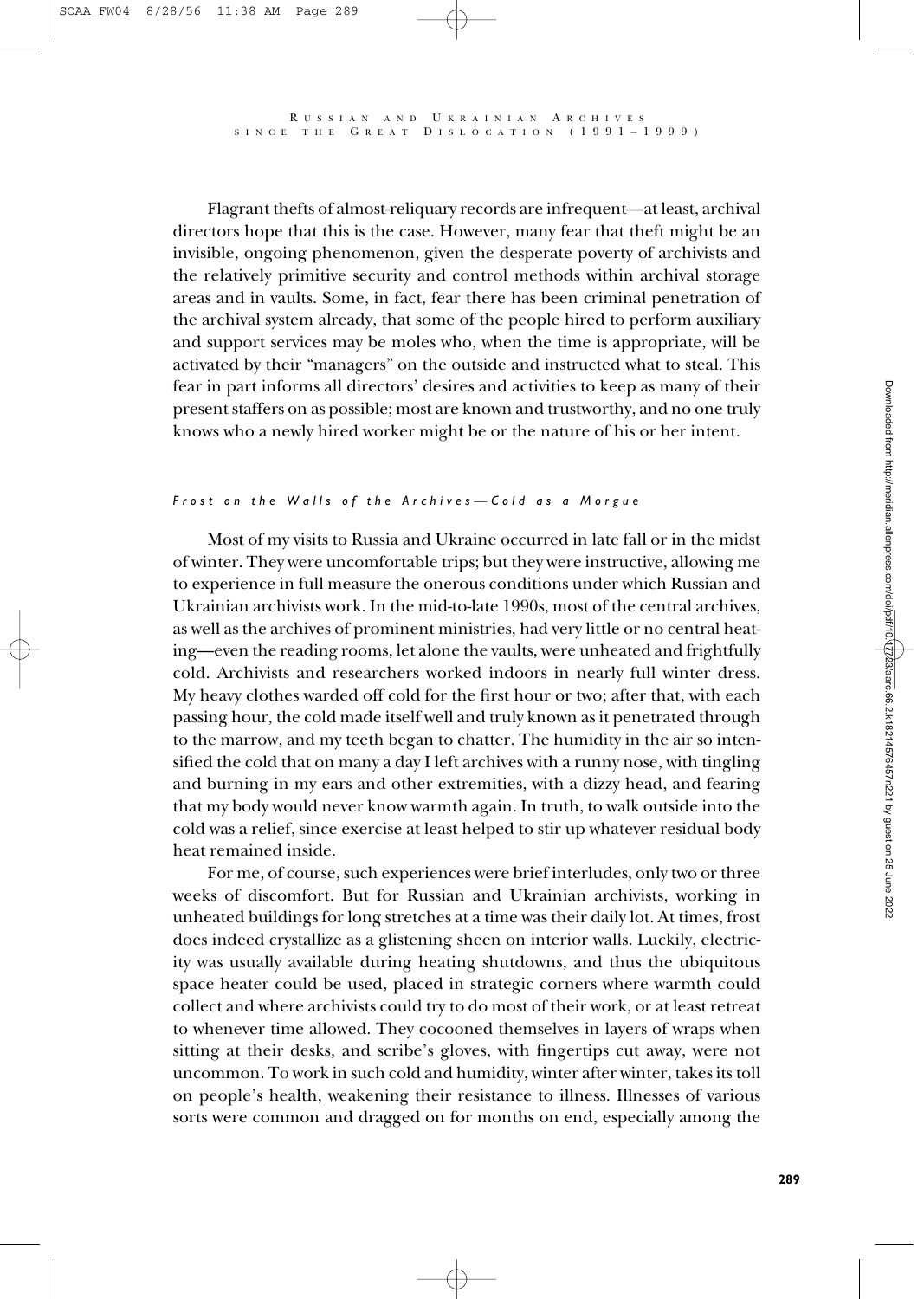Flagrant thefts of almost-reliquary records are infrequent—at least, archival directors hope that this is the case. However, many fear that theft might be an invisible, ongoing phenomenon, given the desperate poverty of archivists and the relatively primitive security and control methods within archival storage areas and in vaults. Some, in fact, fear there has been criminal penetration of the archival system already, that some of the people hired to perform auxiliary and support services may be moles who, when the time is appropriate, will be activated by their "managers" on the outside and instructed what to steal. This fear in part informs all directors' desires and activities to keep as many of their present staffers on as possible; most are known and trustworthy, and no one truly knows who a newly hired worker might be or the nature of his or her intent.

### *Frost on the Walls of the Archives—Cold as a Morgue*

Most of my visits to Russia and Ukraine occurred in late fall or in the midst of winter. They were uncomfortable trips; but they were instructive, allowing me to experience in full measure the onerous conditions under which Russian and Ukrainian archivists work. In the mid-to-late 1990s, most of the central archives, as well as the archives of prominent ministries, had very little or no central heating—even the reading rooms, let alone the vaults, were unheated and frightfully cold. Archivists and researchers worked indoors in nearly full winter dress. My heavy clothes warded off cold for the first hour or two; after that, with each passing hour, the cold made itself well and truly known as it penetrated through to the marrow, and my teeth began to chatter. The humidity in the air so intensified the cold that on many a day I left archives with a runny nose, with tingling and burning in my ears and other extremities, with a dizzy head, and fearing that my body would never know warmth again. In truth, to walk outside into the cold was a relief, since exercise at least helped to stir up whatever residual body heat remained inside.

For me, of course, such experiences were brief interludes, only two or three weeks of discomfort. But for Russian and Ukrainian archivists, working in unheated buildings for long stretches at a time was their daily lot. At times, frost does indeed crystallize as a glistening sheen on interior walls. Luckily, electricity was usually available during heating shutdowns, and thus the ubiquitous space heater could be used, placed in strategic corners where warmth could collect and where archivists could try to do most of their work, or at least retreat to whenever time allowed. They cocooned themselves in layers of wraps when sitting at their desks, and scribe's gloves, with fingertips cut away, were not uncommon. To work in such cold and humidity, winter after winter, takes its toll on people's health, weakening their resistance to illness. Illnesses of various sorts were common and dragged on for months on end, especially among the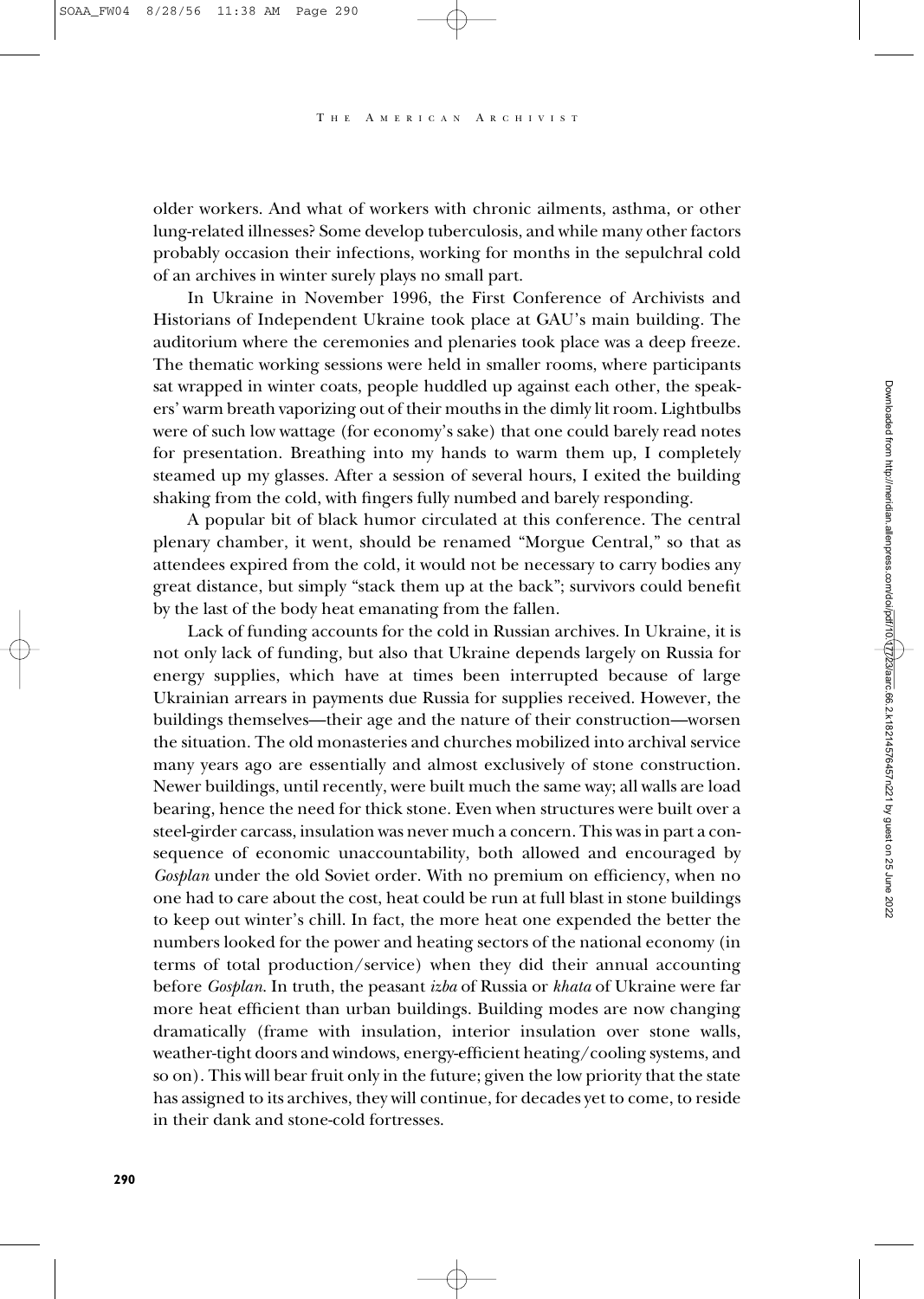older workers. And what of workers with chronic ailments, asthma, or other lung-related illnesses? Some develop tuberculosis, and while many other factors probably occasion their infections, working for months in the sepulchral cold of an archives in winter surely plays no small part.

In Ukraine in November 1996, the First Conference of Archivists and Historians of Independent Ukraine took place at GAU's main building. The auditorium where the ceremonies and plenaries took place was a deep freeze. The thematic working sessions were held in smaller rooms, where participants sat wrapped in winter coats, people huddled up against each other, the speakers' warm breath vaporizing out of their mouths in the dimly lit room. Lightbulbs were of such low wattage (for economy's sake) that one could barely read notes for presentation. Breathing into my hands to warm them up, I completely steamed up my glasses. After a session of several hours, I exited the building shaking from the cold, with fingers fully numbed and barely responding.

A popular bit of black humor circulated at this conference. The central plenary chamber, it went, should be renamed "Morgue Central," so that as attendees expired from the cold, it would not be necessary to carry bodies any great distance, but simply "stack them up at the back"; survivors could benefit by the last of the body heat emanating from the fallen.

Lack of funding accounts for the cold in Russian archives. In Ukraine, it is not only lack of funding, but also that Ukraine depends largely on Russia for energy supplies, which have at times been interrupted because of large Ukrainian arrears in payments due Russia for supplies received. However, the buildings themselves—their age and the nature of their construction—worsen the situation. The old monasteries and churches mobilized into archival service many years ago are essentially and almost exclusively of stone construction. Newer buildings, until recently, were built much the same way; all walls are load bearing, hence the need for thick stone. Even when structures were built over a steel-girder carcass, insulation was never much a concern. This was in part a consequence of economic unaccountability, both allowed and encouraged by *Gosplan* under the old Soviet order. With no premium on efficiency, when no one had to care about the cost, heat could be run at full blast in stone buildings to keep out winter's chill. In fact, the more heat one expended the better the numbers looked for the power and heating sectors of the national economy (in terms of total production/service) when they did their annual accounting before *Gosplan*. In truth, the peasant *izba* of Russia or *khata* of Ukraine were far more heat efficient than urban buildings. Building modes are now changing dramatically (frame with insulation, interior insulation over stone walls, weather-tight doors and windows, energy-efficient heating/cooling systems, and so on). This will bear fruit only in the future; given the low priority that the state has assigned to its archives, they will continue, for decades yet to come, to reside in their dank and stone-cold fortresses.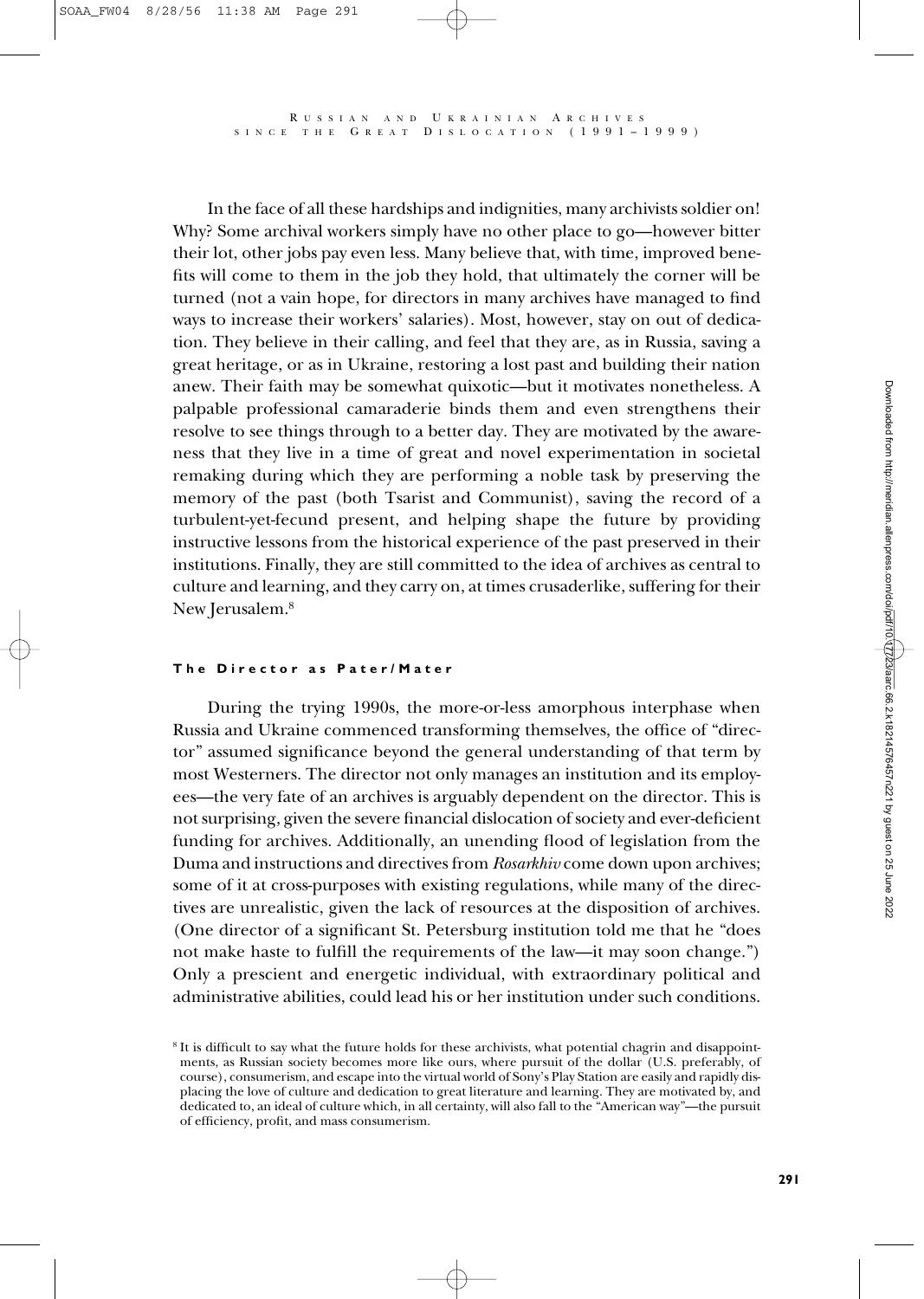In the face of all these hardships and indignities, many archivists soldier on! Why? Some archival workers simply have no other place to go—however bitter their lot, other jobs pay even less. Many believe that, with time, improved benefits will come to them in the job they hold, that ultimately the corner will be turned (not a vain hope, for directors in many archives have managed to find ways to increase their workers' salaries). Most, however, stay on out of dedication. They believe in their calling, and feel that they are, as in Russia, saving a great heritage, or as in Ukraine, restoring a lost past and building their nation anew. Their faith may be somewhat quixotic—but it motivates nonetheless. A palpable professional camaraderie binds them and even strengthens their resolve to see things through to a better day. They are motivated by the awareness that they live in a time of great and novel experimentation in societal remaking during which they are performing a noble task by preserving the memory of the past (both Tsarist and Communist), saving the record of a turbulent-yet-fecund present, and helping shape the future by providing instructive lessons from the historical experience of the past preserved in their institutions. Finally, they are still committed to the idea of archives as central to culture and learning, and they carry on, at times crusaderlike, suffering for their New Jerusalem.[8]

#### The Director as Pater/Mater

During the trying 1990s, the more-or-less amorphous interphase when Russia and Ukraine commenced transforming themselves, the office of "director" assumed significance beyond the general understanding of that term by most Westerners. The director not only manages an institution and its employees—the very fate of an archives is arguably dependent on the director. This is not surprising, given the severe financial dislocation of society and ever-deficient funding for archives. Additionally, an unending flood of legislation from the Duma and instructions and directives from *Rosarkhiv* come down upon archives; some of it at cross-purposes with existing regulations, while many of the directives are unrealistic, given the lack of resources at the disposition of archives. (One director of a significant St. Petersburg institution told me that he "does not make haste to fulfill the requirements of the law—it may soon change.") Only a prescient and energetic individual, with extraordinary political and administrative abilities, could lead his or her institution under such conditions.

[8] It is difficult to say what the future holds for these archivists, what potential chagrin and disappointments, as Russian society becomes more like ours, where pursuit of the dollar (U.S. preferably, of course), consumerism, and escape into the virtual world of Sony's Play Station are easily and rapidly displacing the love of culture and dedication to great literature and learning. They are motivated by, and dedicated to, an ideal of culture which, in all certainty, will also fall to the "American way"—the pursuit of efficiency, profit, and mass consumerism.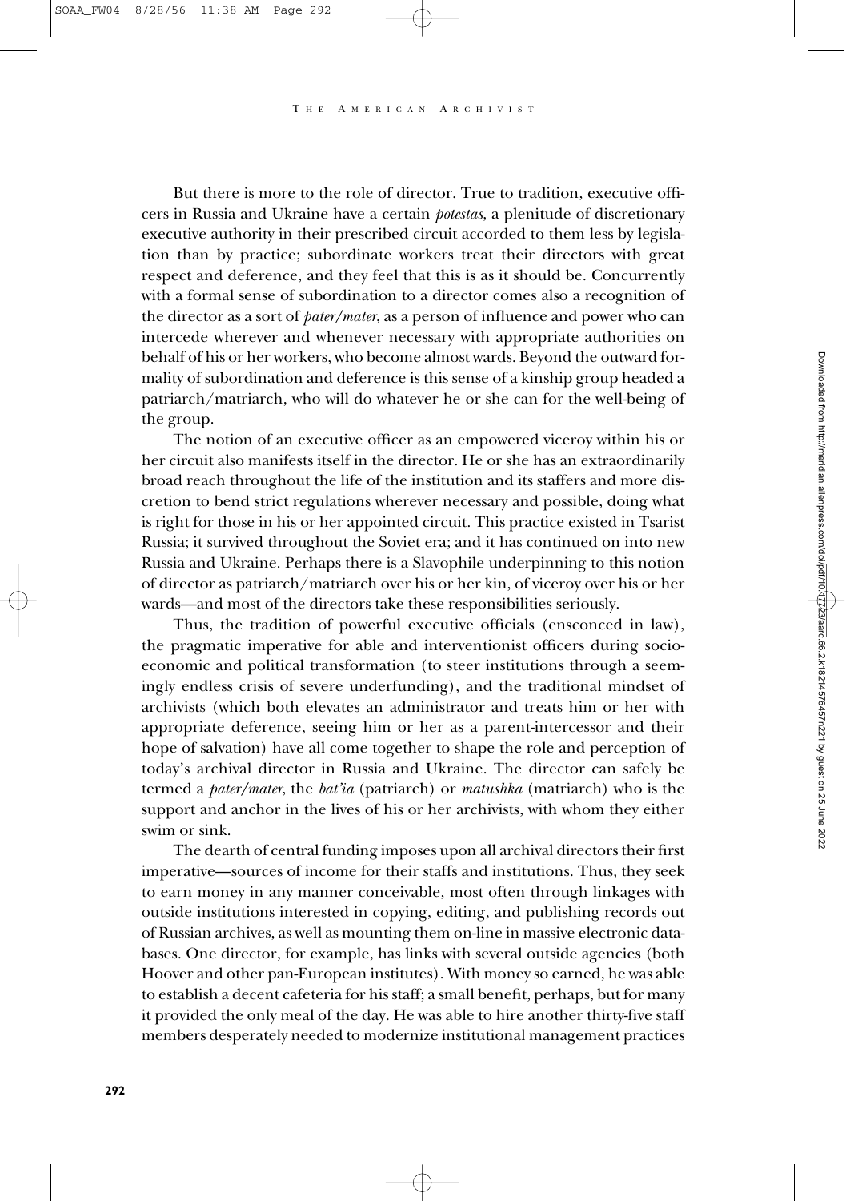But there is more to the role of director. True to tradition, executive officers in Russia and Ukraine have a certain *potestas*, a plenitude of discretionary executive authority in their prescribed circuit accorded to them less by legislation than by practice; subordinate workers treat their directors with great respect and deference, and they feel that this is as it should be. Concurrently with a formal sense of subordination to a director comes also a recognition of the director as a sort of *pater/mater*, as a person of influence and power who can intercede wherever and whenever necessary with appropriate authorities on behalf of his or her workers, who become almost wards. Beyond the outward formality of subordination and deference is this sense of a kinship group headed a patriarch/matriarch, who will do whatever he or she can for the well-being of the group.

The notion of an executive officer as an empowered viceroy within his or her circuit also manifests itself in the director. He or she has an extraordinarily broad reach throughout the life of the institution and its staffers and more discretion to bend strict regulations wherever necessary and possible, doing what is right for those in his or her appointed circuit. This practice existed in Tsarist Russia; it survived throughout the Soviet era; and it has continued on into new Russia and Ukraine. Perhaps there is a Slavophile underpinning to this notion of director as patriarch/matriarch over his or her kin, of viceroy over his or her wards—and most of the directors take these responsibilities seriously.

Thus, the tradition of powerful executive officials (ensconced in law), the pragmatic imperative for able and interventionist officers during socioeconomic and political transformation (to steer institutions through a seemingly endless crisis of severe underfunding), and the traditional mindset of archivists (which both elevates an administrator and treats him or her with appropriate deference, seeing him or her as a parent-intercessor and their hope of salvation) have all come together to shape the role and perception of today's archival director in Russia and Ukraine. The director can safely be termed a *pater/mater*, the *bat'ia* (patriarch) or *matushka* (matriarch) who is the support and anchor in the lives of his or her archivists, with whom they either swim or sink.

The dearth of central funding imposes upon all archival directors their first imperative—sources of income for their staffs and institutions. Thus, they seek to earn money in any manner conceivable, most often through linkages with outside institutions interested in copying, editing, and publishing records out of Russian archives, as well as mounting them on-line in massive electronic databases. One director, for example, has links with several outside agencies (both Hoover and other pan-European institutes). With money so earned, he was able to establish a decent cafeteria for his staff; a small benefit, perhaps, but for many it provided the only meal of the day. He was able to hire another thirty-five staff members desperately needed to modernize institutional management practices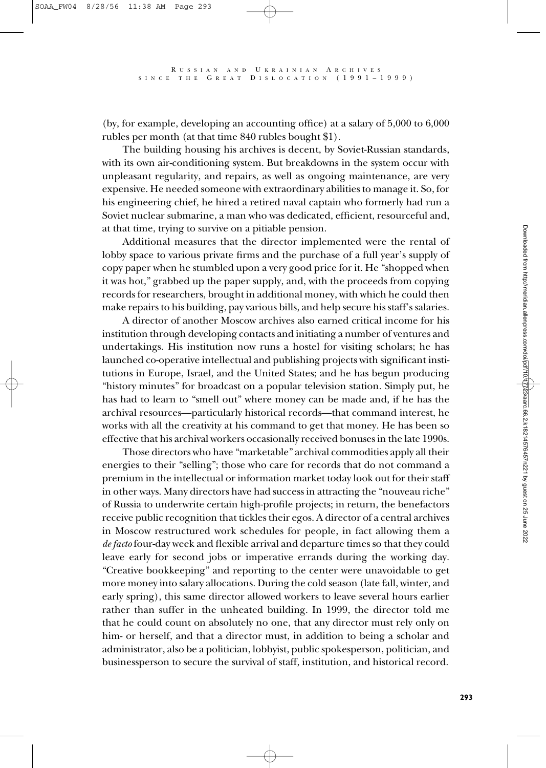(by, for example, developing an accounting office) at a salary of 5,000 to 6,000 rubles per month (at that time 840 rubles bought $1).

The building housing his archives is decent, by Soviet-Russian standards, with its own air-conditioning system. But breakdowns in the system occur with unpleasant regularity, and repairs, as well as ongoing maintenance, are very expensive. He needed someone with extraordinary abilities to manage it. So, for his engineering chief, he hired a retired naval captain who formerly had run a Soviet nuclear submarine, a man who was dedicated, efficient, resourceful and, at that time, trying to survive on a pitiable pension.

Additional measures that the director implemented were the rental of lobby space to various private firms and the purchase of a full year's supply of copy paper when he stumbled upon a very good price for it. He "shopped when it was hot," grabbed up the paper supply, and, with the proceeds from copying records for researchers, brought in additional money, with which he could then make repairs to his building, pay various bills, and help secure his staff's salaries.

A director of another Moscow archives also earned critical income for his institution through developing contacts and initiating a number of ventures and undertakings. His institution now runs a hostel for visiting scholars; he has launched co-operative intellectual and publishing projects with significant institutions in Europe, Israel, and the United States; and he has begun producing "history minutes" for broadcast on a popular television station. Simply put, he has had to learn to "smell out" where money can be made and, if he has the archival resources—particularly historical records—that command interest, he works with all the creativity at his command to get that money. He has been so effective that his archival workers occasionally received bonuses in the late 1990s.

Those directors who have "marketable" archival commodities apply all their energies to their "selling"; those who care for records that do not command a premium in the intellectual or information market today look out for their staff in other ways. Many directors have had success in attracting the "nouveau riche" of Russia to underwrite certain high-profile projects; in return, the benefactors receive public recognition that tickles their egos. A director of a central archives in Moscow restructured work schedules for people, in fact allowing them a *de facto* four-day week and flexible arrival and departure times so that they could leave early for second jobs or imperative errands during the working day. "Creative bookkeeping" and reporting to the center were unavoidable to get more money into salary allocations. During the cold season (late fall, winter, and early spring), this same director allowed workers to leave several hours earlier rather than suffer in the unheated building. In 1999, the director told me that he could count on absolutely no one, that any director must rely only on him- or herself, and that a director must, in addition to being a scholar and administrator, also be a politician, lobbyist, public spokesperson, politician, and businessperson to secure the survival of staff, institution, and historical record.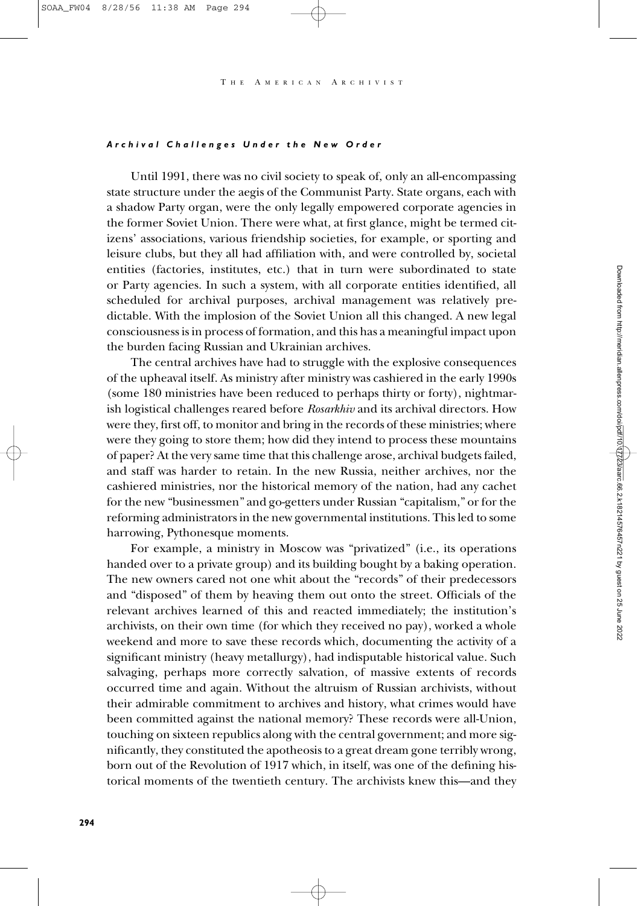#### *Archival Challenges Under the New Order*

Until 1991, there was no civil society to speak of, only an all-encompassing state structure under the aegis of the Communist Party. State organs, each with a shadow Party organ, were the only legally empowered corporate agencies in the former Soviet Union. There were what, at first glance, might be termed citizens' associations, various friendship societies, for example, or sporting and leisure clubs, but they all had affiliation with, and were controlled by, societal entities (factories, institutes, etc.) that in turn were subordinated to state or Party agencies. In such a system, with all corporate entities identified, all scheduled for archival purposes, archival management was relatively predictable. With the implosion of the Soviet Union all this changed. A new legal consciousness is in process of formation, and this has a meaningful impact upon the burden facing Russian and Ukrainian archives.

The central archives have had to struggle with the explosive consequences of the upheaval itself. As ministry after ministry was cashiered in the early 1990s (some 180 ministries have been reduced to perhaps thirty or forty), nightmarish logistical challenges reared before *Rosarkhiv* and its archival directors. How were they, first off, to monitor and bring in the records of these ministries; where were they going to store them; how did they intend to process these mountains of paper? At the very same time that this challenge arose, archival budgets failed, and staff was harder to retain. In the new Russia, neither archives, nor the cashiered ministries, nor the historical memory of the nation, had any cachet for the new "businessmen" and go-getters under Russian "capitalism," or for the reforming administrators in the new governmental institutions. This led to some harrowing, Pythonesque moments.

For example, a ministry in Moscow was "privatized" (i.e., its operations handed over to a private group) and its building bought by a baking operation. The new owners cared not one whit about the "records" of their predecessors and "disposed" of them by heaving them out onto the street. Officials of the relevant archives learned of this and reacted immediately; the institution's archivists, on their own time (for which they received no pay), worked a whole weekend and more to save these records which, documenting the activity of a significant ministry (heavy metallurgy), had indisputable historical value. Such salvaging, perhaps more correctly salvation, of massive extents of records occurred time and again. Without the altruism of Russian archivists, without their admirable commitment to archives and history, what crimes would have been committed against the national memory? These records were all-Union, touching on sixteen republics along with the central government; and more significantly, they constituted the apotheosis to a great dream gone terribly wrong, born out of the Revolution of 1917 which, in itself, was one of the defining historical moments of the twentieth century. The archivists knew this—and they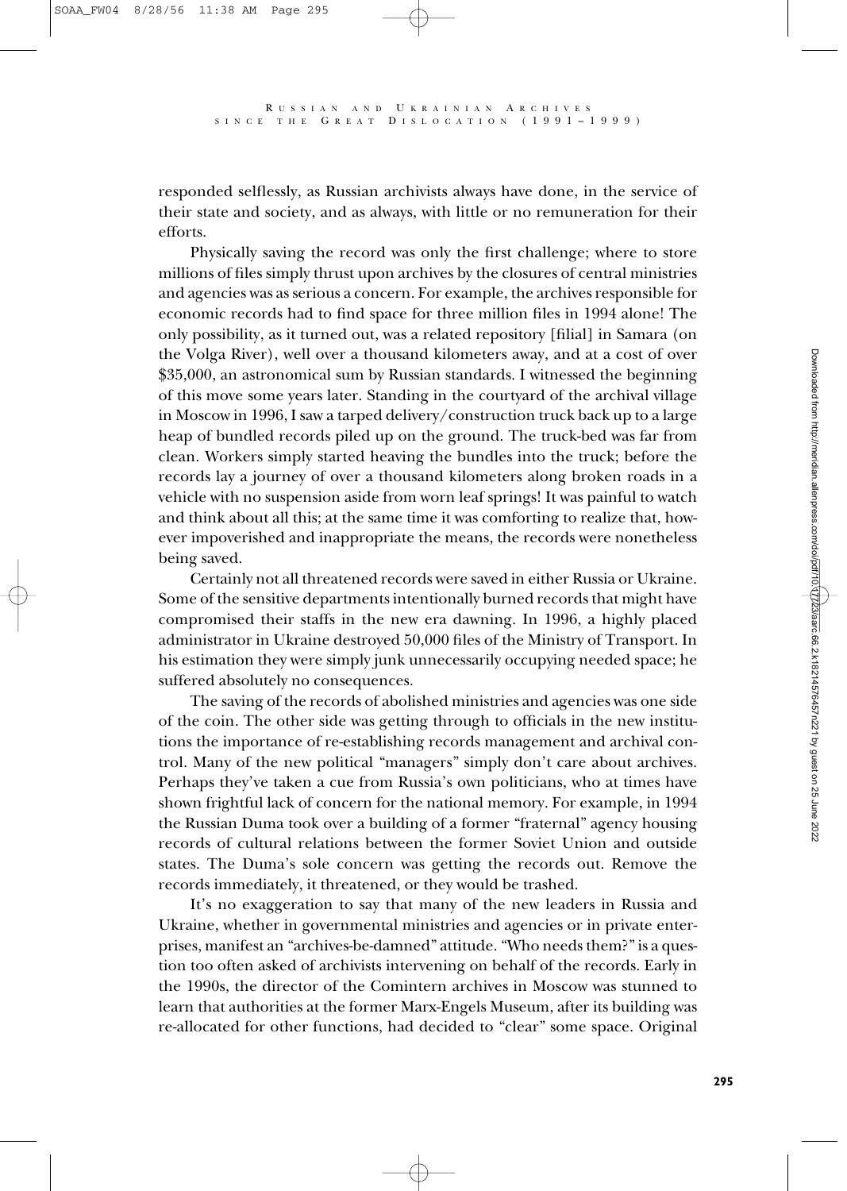responded selflessly, as Russian archivists always have done, in the service of their state and society, and as always, with little or no remuneration for their efforts.

Physically saving the record was only the first challenge; where to store millions of files simply thrust upon archives by the closures of central ministries and agencies was as serious a concern. For example, the archives responsible for economic records had to find space for three million files in 1994 alone! The only possibility, as it turned out, was a related repository [filial] in Samara (on the Volga River), well over a thousand kilometers away, and at a cost of over $35,000, an astronomical sum by Russian standards. I witnessed the beginning of this move some years later. Standing in the courtyard of the archival village in Moscow in 1996, I saw a tarped delivery/construction truck back up to a large heap of bundled records piled up on the ground. The truck-bed was far from clean. Workers simply started heaving the bundles into the truck; before the records lay a journey of over a thousand kilometers along broken roads in a vehicle with no suspension aside from worn leaf springs! It was painful to watch and think about all this; at the same time it was comforting to realize that, however impoverished and inappropriate the means, the records were nonetheless being saved.

Certainly not all threatened records were saved in either Russia or Ukraine. Some of the sensitive departments intentionally burned records that might have compromised their staffs in the new era dawning. In 1996, a highly placed administrator in Ukraine destroyed 50,000 files of the Ministry of Transport. In his estimation they were simply junk unnecessarily occupying needed space; he suffered absolutely no consequences.

The saving of the records of abolished ministries and agencies was one side of the coin. The other side was getting through to officials in the new institutions the importance of re-establishing records management and archival control. Many of the new political "managers" simply don't care about archives. Perhaps they've taken a cue from Russia's own politicians, who at times have shown frightful lack of concern for the national memory. For example, in 1994 the Russian Duma took over a building of a former "fraternal" agency housing records of cultural relations between the former Soviet Union and outside states. The Duma's sole concern was getting the records out. Remove the records immediately, it threatened, or they would be trashed.

It's no exaggeration to say that many of the new leaders in Russia and Ukraine, whether in governmental ministries and agencies or in private enterprises, manifest an "archives-be-damned" attitude. "Who needs them?" is a question too often asked of archivists intervening on behalf of the records. Early in the 1990s, the director of the Comintern archives in Moscow was stunned to learn that authorities at the former Marx-Engels Museum, after its building was re-allocated for other functions, had decided to "clear" some space. Original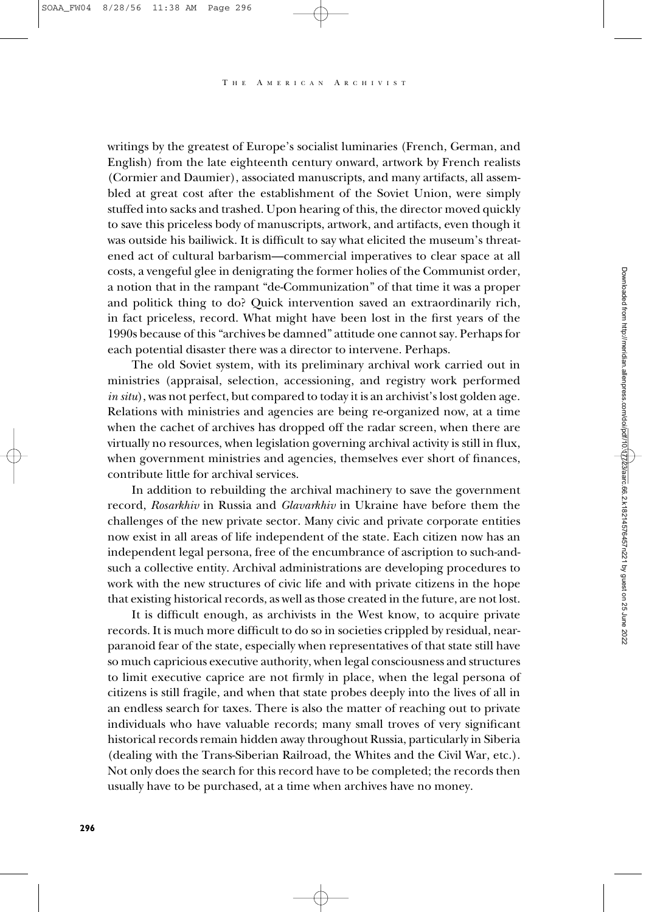writings by the greatest of Europe's socialist luminaries (French, German, and English) from the late eighteenth century onward, artwork by French realists (Cormier and Daumier), associated manuscripts, and many artifacts, all assembled at great cost after the establishment of the Soviet Union, were simply stuffed into sacks and trashed. Upon hearing of this, the director moved quickly to save this priceless body of manuscripts, artwork, and artifacts, even though it was outside his bailiwick. It is difficult to say what elicited the museum's threatened act of cultural barbarism—commercial imperatives to clear space at all costs, a vengeful glee in denigrating the former holies of the Communist order, a notion that in the rampant "de-Communization" of that time it was a proper and politick thing to do? Quick intervention saved an extraordinarily rich, in fact priceless, record. What might have been lost in the first years of the 1990s because of this "archives be damned" attitude one cannot say. Perhaps for each potential disaster there was a director to intervene. Perhaps.

The old Soviet system, with its preliminary archival work carried out in ministries (appraisal, selection, accessioning, and registry work performed *in situ*), was not perfect, but compared to today it is an archivist's lost golden age. Relations with ministries and agencies are being re-organized now, at a time when the cachet of archives has dropped off the radar screen, when there are virtually no resources, when legislation governing archival activity is still in flux, when government ministries and agencies, themselves ever short of finances, contribute little for archival services.

In addition to rebuilding the archival machinery to save the government record, *Rosarkhiv* in Russia and *Glavarkhiv* in Ukraine have before them the challenges of the new private sector. Many civic and private corporate entities now exist in all areas of life independent of the state. Each citizen now has an independent legal persona, free of the encumbrance of ascription to such-and-such a collective entity. Archival administrations are developing procedures to work with the new structures of civic life and with private citizens in the hope that existing historical records, as well as those created in the future, are not lost.

It is difficult enough, as archivists in the West know, to acquire private records. It is much more difficult to do so in societies crippled by residual, near-paranoid fear of the state, especially when representatives of that state still have so much capricious executive authority, when legal consciousness and structures to limit executive caprice are not firmly in place, when the legal persona of citizens is still fragile, and when that state probes deeply into the lives of all in an endless search for taxes. There is also the matter of reaching out to private individuals who have valuable records; many small troves of very significant historical records remain hidden away throughout Russia, particularly in Siberia (dealing with the Trans-Siberian Railroad, the Whites and the Civil War, etc.). Not only does the search for this record have to be completed; the records then usually have to be purchased, at a time when archives have no money.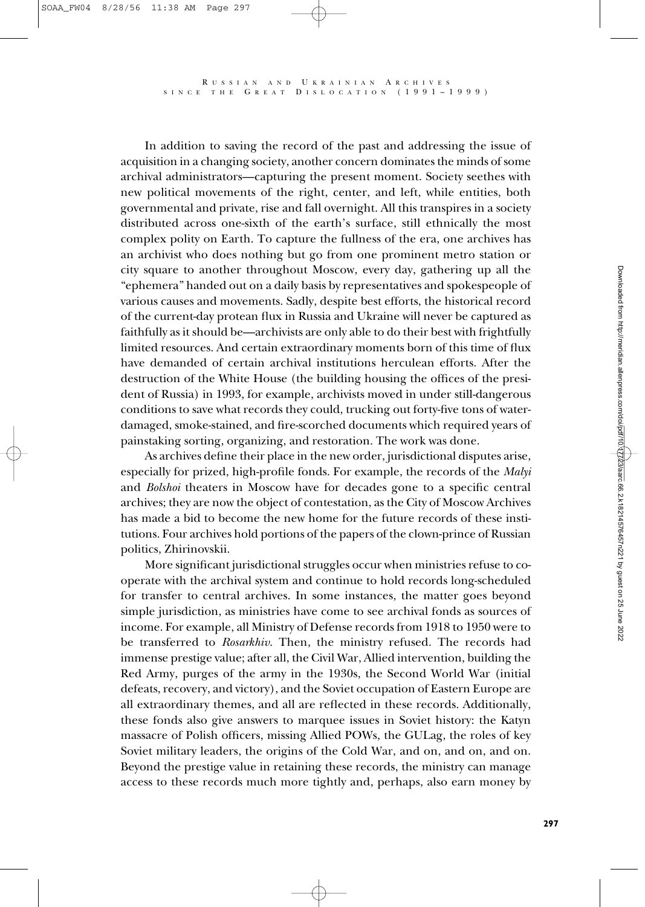In addition to saving the record of the past and addressing the issue of acquisition in a changing society, another concern dominates the minds of some archival administrators—capturing the present moment. Society seethes with new political movements of the right, center, and left, while entities, both governmental and private, rise and fall overnight. All this transpires in a society distributed across one-sixth of the earth's surface, still ethnically the most complex polity on Earth. To capture the fullness of the era, one archives has an archivist who does nothing but go from one prominent metro station or city square to another throughout Moscow, every day, gathering up all the "ephemera" handed out on a daily basis by representatives and spokespeople of various causes and movements. Sadly, despite best efforts, the historical record of the current-day protean flux in Russia and Ukraine will never be captured as faithfully as it should be—archivists are only able to do their best with frightfully limited resources. And certain extraordinary moments born of this time of flux have demanded of certain archival institutions herculean efforts. After the destruction of the White House (the building housing the offices of the president of Russia) in 1993, for example, archivists moved in under still-dangerous conditions to save what records they could, trucking out forty-five tons of water-damaged, smoke-stained, and fire-scorched documents which required years of painstaking sorting, organizing, and restoration. The work was done.

As archives define their place in the new order, jurisdictional disputes arise, especially for prized, high-profile fonds. For example, the records of the *Malyi* and *Bolshoi* theaters in Moscow have for decades gone to a specific central archives; they are now the object of contestation, as the City of Moscow Archives has made a bid to become the new home for the future records of these institutions. Four archives hold portions of the papers of the clown-prince of Russian politics, Zhirinovskii.

More significant jurisdictional struggles occur when ministries refuse to cooperate with the archival system and continue to hold records long-scheduled for transfer to central archives. In some instances, the matter goes beyond simple jurisdiction, as ministries have come to see archival fonds as sources of income. For example, all Ministry of Defense records from 1918 to 1950 were to be transferred to *Rosarkhiv*. Then, the ministry refused. The records had immense prestige value; after all, the Civil War, Allied intervention, building the Red Army, purges of the army in the 1930s, the Second World War (initial defeats, recovery, and victory), and the Soviet occupation of Eastern Europe are all extraordinary themes, and all are reflected in these records. Additionally, these fonds also give answers to marquee issues in Soviet history: the Katyn massacre of Polish officers, missing Allied POWs, the GULag, the roles of key Soviet military leaders, the origins of the Cold War, and on, and on, and on. Beyond the prestige value in retaining these records, the ministry can manage access to these records much more tightly and, perhaps, also earn money by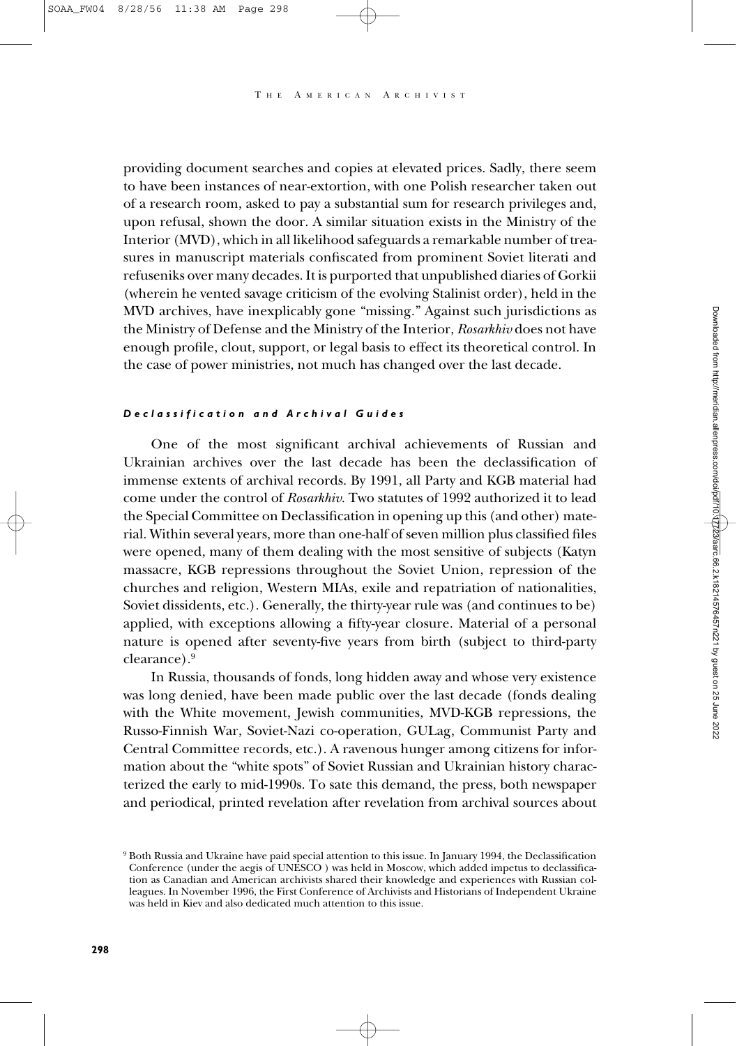providing document searches and copies at elevated prices. Sadly, there seem to have been instances of near-extortion, with one Polish researcher taken out of a research room, asked to pay a substantial sum for research privileges and, upon refusal, shown the door. A similar situation exists in the Ministry of the Interior (MVD), which in all likelihood safeguards a remarkable number of treasures in manuscript materials confiscated from prominent Soviet literati and refuseniks over many decades. It is purported that unpublished diaries of Gorkii (wherein he vented savage criticism of the evolving Stalinist order), held in the MVD archives, have inexplicably gone "missing." Against such jurisdictions as the Ministry of Defense and the Ministry of the Interior, *Rosarkhiv* does not have enough profile, clout, support, or legal basis to effect its theoretical control. In the case of power ministries, not much has changed over the last decade.

### *Declassification and Archival Guides*

One of the most significant archival achievements of Russian and Ukrainian archives over the last decade has been the declassification of immense extents of archival records. By 1991, all Party and KGB material had come under the control of *Rosarkhiv*. Two statutes of 1992 authorized it to lead the Special Committee on Declassification in opening up this (and other) material. Within several years, more than one-half of seven million plus classified files were opened, many of them dealing with the most sensitive of subjects (Katyn massacre, KGB repressions throughout the Soviet Union, repression of the churches and religion, Western MIAs, exile and repatriation of nationalities, Soviet dissidents, etc.). Generally, the thirty-year rule was (and continues to be) applied, with exceptions allowing a fifty-year closure. Material of a personal nature is opened after seventy-five years from birth (subject to third-party clearance).[9]

In Russia, thousands of fonds, long hidden away and whose very existence was long denied, have been made public over the last decade (fonds dealing with the White movement, Jewish communities, MVD-KGB repressions, the Russo-Finnish War, Soviet-Nazi co-operation, GULag, Communist Party and Central Committee records, etc.). A ravenous hunger among citizens for information about the "white spots" of Soviet Russian and Ukrainian history characterized the early to mid-1990s. To sate this demand, the press, both newspaper and periodical, printed revelation after revelation from archival sources about

[9] Both Russia and Ukraine have paid special attention to this issue. In January 1994, the Declassification Conference (under the aegis of UNESCO ) was held in Moscow, which added impetus to declassification as Canadian and American archivists shared their knowledge and experiences with Russian colleagues. In November 1996, the First Conference of Archivists and Historians of Independent Ukraine was held in Kiev and also dedicated much attention to this issue.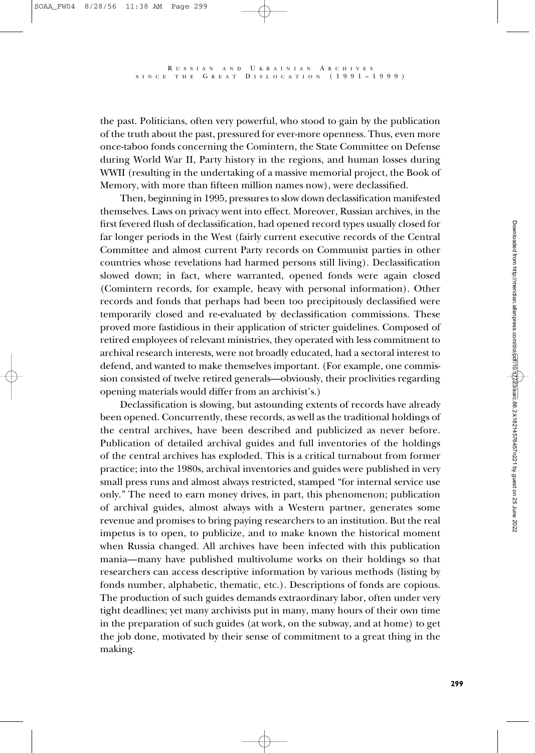the past. Politicians, often very powerful, who stood to gain by the publication of the truth about the past, pressured for ever-more openness. Thus, even more once-taboo fonds concerning the Comintern, the State Committee on Defense during World War II, Party history in the regions, and human losses during WWII (resulting in the undertaking of a massive memorial project, the Book of Memory, with more than fifteen million names now), were declassified.

Then, beginning in 1995, pressures to slow down declassification manifested themselves. Laws on privacy went into effect. Moreover, Russian archives, in the first fevered flush of declassification, had opened record types usually closed for far longer periods in the West (fairly current executive records of the Central Committee and almost current Party records on Communist parties in other countries whose revelations had harmed persons still living). Declassification slowed down; in fact, where warranted, opened fonds were again closed (Comintern records, for example, heavy with personal information). Other records and fonds that perhaps had been too precipitously declassified were temporarily closed and re-evaluated by declassification commissions. These proved more fastidious in their application of stricter guidelines. Composed of retired employees of relevant ministries, they operated with less commitment to archival research interests, were not broadly educated, had a sectoral interest to defend, and wanted to make themselves important. (For example, one commission consisted of twelve retired generals—obviously, their proclivities regarding opening materials would differ from an archivist's.)

Declassification is slowing, but astounding extents of records have already been opened. Concurrently, these records, as well as the traditional holdings of the central archives, have been described and publicized as never before. Publication of detailed archival guides and full inventories of the holdings of the central archives has exploded. This is a critical turnabout from former practice; into the 1980s, archival inventories and guides were published in very small press runs and almost always restricted, stamped "for internal service use only." The need to earn money drives, in part, this phenomenon; publication of archival guides, almost always with a Western partner, generates some revenue and promises to bring paying researchers to an institution. But the real impetus is to open, to publicize, and to make known the historical moment when Russia changed. All archives have been infected with this publication mania—many have published multivolume works on their holdings so that researchers can access descriptive information by various methods (listing by fonds number, alphabetic, thematic, etc.). Descriptions of fonds are copious. The production of such guides demands extraordinary labor, often under very tight deadlines; yet many archivists put in many, many hours of their own time in the preparation of such guides (at work, on the subway, and at home) to get the job done, motivated by their sense of commitment to a great thing in the making.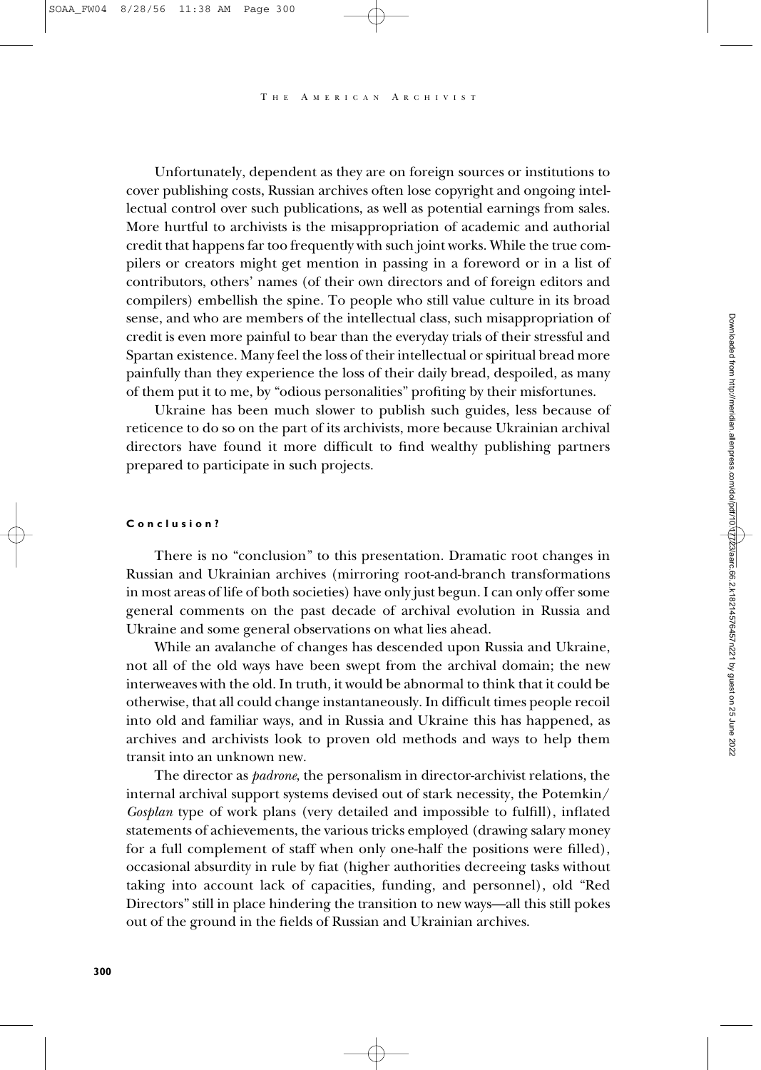Unfortunately, dependent as they are on foreign sources or institutions to cover publishing costs, Russian archives often lose copyright and ongoing intellectual control over such publications, as well as potential earnings from sales. More hurtful to archivists is the misappropriation of academic and authorial credit that happens far too frequently with such joint works. While the true compilers or creators might get mention in passing in a foreword or in a list of contributors, others' names (of their own directors and of foreign editors and compilers) embellish the spine. To people who still value culture in its broad sense, and who are members of the intellectual class, such misappropriation of credit is even more painful to bear than the everyday trials of their stressful and Spartan existence. Many feel the loss of their intellectual or spiritual bread more painfully than they experience the loss of their daily bread, despoiled, as many of them put it to me, by "odious personalities" profiting by their misfortunes.

Ukraine has been much slower to publish such guides, less because of reticence to do so on the part of its archivists, more because Ukrainian archival directors have found it more difficult to find wealthy publishing partners prepared to participate in such projects.

## Conclusion?

There is no "conclusion" to this presentation. Dramatic root changes in Russian and Ukrainian archives (mirroring root-and-branch transformations in most areas of life of both societies) have only just begun. I can only offer some general comments on the past decade of archival evolution in Russia and Ukraine and some general observations on what lies ahead.

While an avalanche of changes has descended upon Russia and Ukraine, not all of the old ways have been swept from the archival domain; the new interweaves with the old. In truth, it would be abnormal to think that it could be otherwise, that all could change instantaneously. In difficult times people recoil into old and familiar ways, and in Russia and Ukraine this has happened, as archives and archivists look to proven old methods and ways to help them transit into an unknown new.

The director as *padrone*, the personalism in director-archivist relations, the internal archival support systems devised out of stark necessity, the Potemkin/*Gosplan* type of work plans (very detailed and impossible to fulfill), inflated statements of achievements, the various tricks employed (drawing salary money for a full complement of staff when only one-half the positions were filled), occasional absurdity in rule by fiat (higher authorities decreeing tasks without taking into account lack of capacities, funding, and personnel), old "Red Directors" still in place hindering the transition to new ways—all this still pokes out of the ground in the fields of Russian and Ukrainian archives.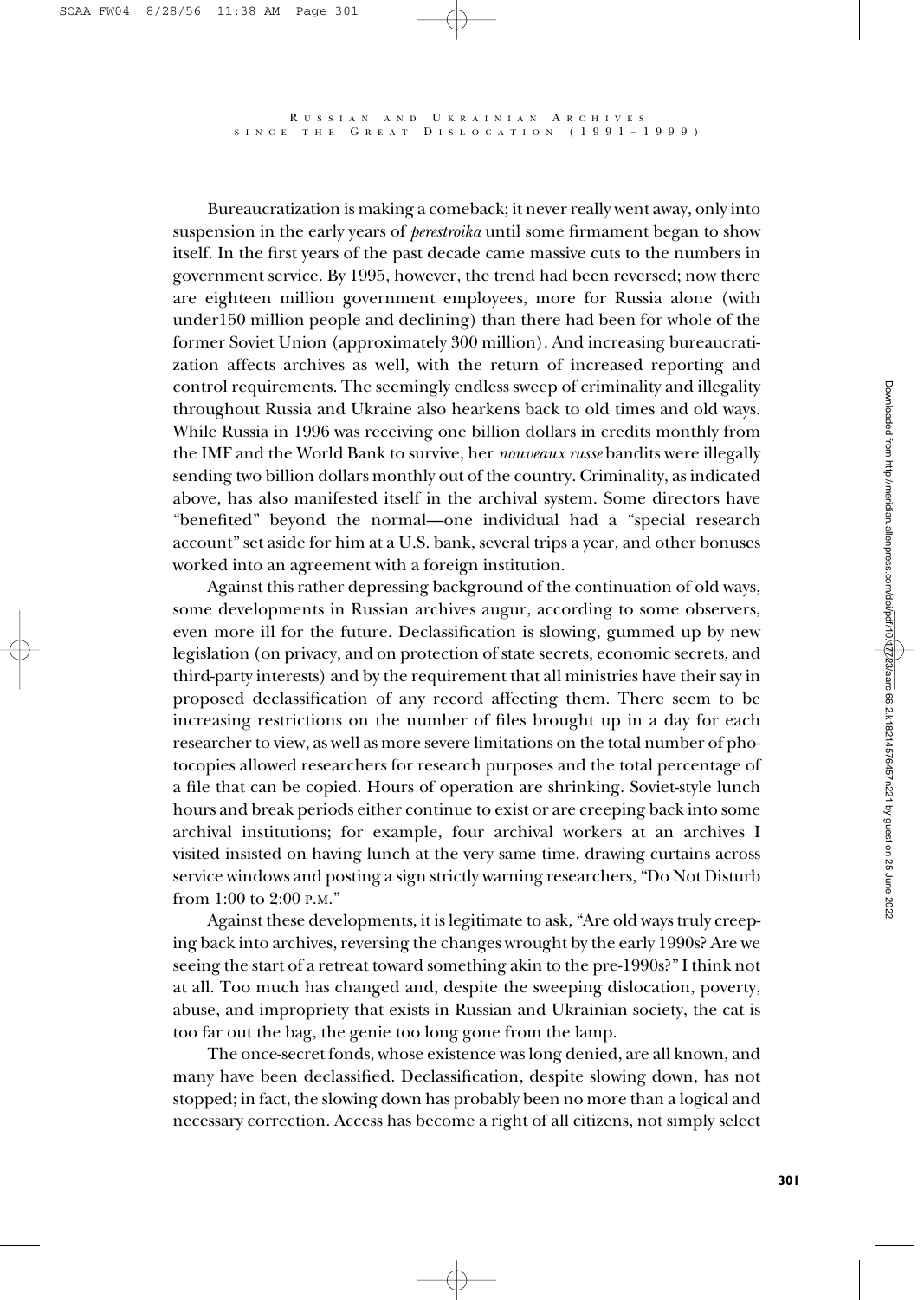Bureaucratization is making a comeback; it never really went away, only into suspension in the early years of *perestroika* until some firmament began to show itself. In the first years of the past decade came massive cuts to the numbers in government service. By 1995, however, the trend had been reversed; now there are eighteen million government employees, more for Russia alone (with under150 million people and declining) than there had been for whole of the former Soviet Union (approximately 300 million). And increasing bureaucratization affects archives as well, with the return of increased reporting and control requirements. The seemingly endless sweep of criminality and illegality throughout Russia and Ukraine also hearkens back to old times and old ways. While Russia in 1996 was receiving one billion dollars in credits monthly from the IMF and the World Bank to survive, her *nouveaux russe* bandits were illegally sending two billion dollars monthly out of the country. Criminality, as indicated above, has also manifested itself in the archival system. Some directors have "benefited" beyond the normal—one individual had a "special research account" set aside for him at a U.S. bank, several trips a year, and other bonuses worked into an agreement with a foreign institution.

Against this rather depressing background of the continuation of old ways, some developments in Russian archives augur, according to some observers, even more ill for the future. Declassification is slowing, gummed up by new legislation (on privacy, and on protection of state secrets, economic secrets, and third-party interests) and by the requirement that all ministries have their say in proposed declassification of any record affecting them. There seem to be increasing restrictions on the number of files brought up in a day for each researcher to view, as well as more severe limitations on the total number of photocopies allowed researchers for research purposes and the total percentage of a file that can be copied. Hours of operation are shrinking. Soviet-style lunch hours and break periods either continue to exist or are creeping back into some archival institutions; for example, four archival workers at an archives I visited insisted on having lunch at the very same time, drawing curtains across service windows and posting a sign strictly warning researchers, "Do Not Disturb from 1:00 to 2:00 P.M."

Against these developments, it is legitimate to ask, "Are old ways truly creeping back into archives, reversing the changes wrought by the early 1990s? Are we seeing the start of a retreat toward something akin to the pre-1990s?" I think not at all. Too much has changed and, despite the sweeping dislocation, poverty, abuse, and impropriety that exists in Russian and Ukrainian society, the cat is too far out the bag, the genie too long gone from the lamp.

The once-secret fonds, whose existence was long denied, are all known, and many have been declassified. Declassification, despite slowing down, has not stopped; in fact, the slowing down has probably been no more than a logical and necessary correction. Access has become a right of all citizens, not simply select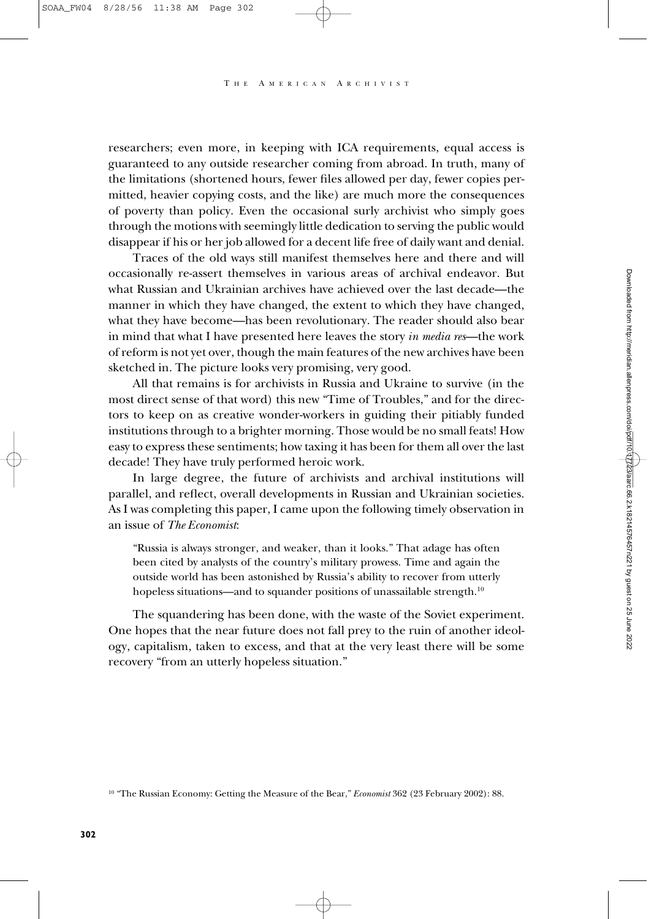researchers; even more, in keeping with ICA requirements, equal access is guaranteed to any outside researcher coming from abroad. In truth, many of the limitations (shortened hours, fewer files allowed per day, fewer copies permitted, heavier copying costs, and the like) are much more the consequences of poverty than policy. Even the occasional surly archivist who simply goes through the motions with seemingly little dedication to serving the public would disappear if his or her job allowed for a decent life free of daily want and denial.

Traces of the old ways still manifest themselves here and there and will occasionally re-assert themselves in various areas of archival endeavor. But what Russian and Ukrainian archives have achieved over the last decade—the manner in which they have changed, the extent to which they have changed, what they have become—has been revolutionary. The reader should also bear in mind that what I have presented here leaves the story *in media res*—the work of reform is not yet over, though the main features of the new archives have been sketched in. The picture looks very promising, very good.

All that remains is for archivists in Russia and Ukraine to survive (in the most direct sense of that word) this new "Time of Troubles," and for the directors to keep on as creative wonder-workers in guiding their pitiably funded institutions through to a brighter morning. Those would be no small feats! How easy to express these sentiments; how taxing it has been for them all over the last decade! They have truly performed heroic work.

In large degree, the future of archivists and archival institutions will parallel, and reflect, overall developments in Russian and Ukrainian societies. As I was completing this paper, I came upon the following timely observation in an issue of *The Economist*:

> "Russia is always stronger, and weaker, than it looks." That adage has often been cited by analysts of the country's military prowess. Time and again the outside world has been astonished by Russia's ability to recover from utterly hopeless situations—and to squander positions of unassailable strength.[10]

The squandering has been done, with the waste of the Soviet experiment. One hopes that the near future does not fall prey to the ruin of another ideology, capitalism, taken to excess, and that at the very least there will be some recovery "from an utterly hopeless situation."

[10] "The Russian Economy: Getting the Measure of the Bear," *Economist* 362 (23 February 2002): 88.